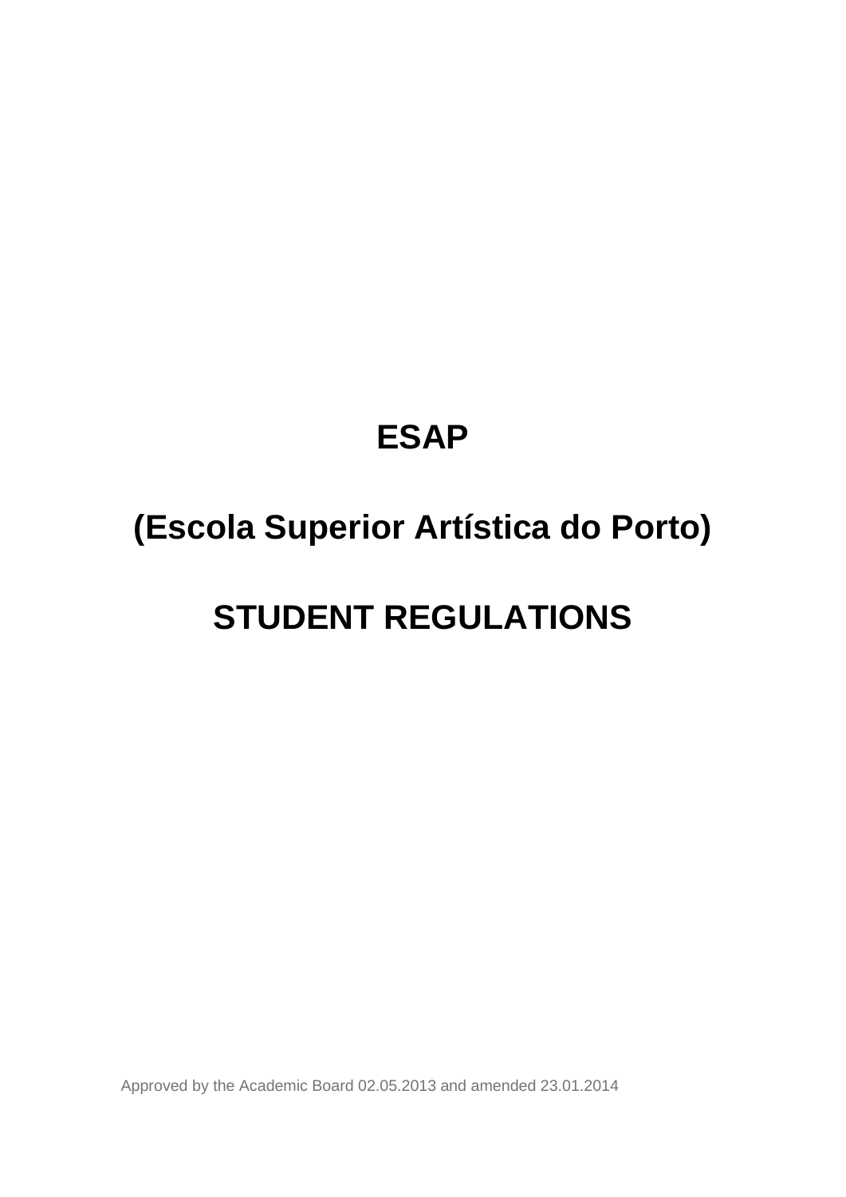# ESAP

# (Escola Superior Artística do Porto)

# STUDENT REGULATIONS

Approved by the Academic Board 02.05.2013 and amended 23.01.2014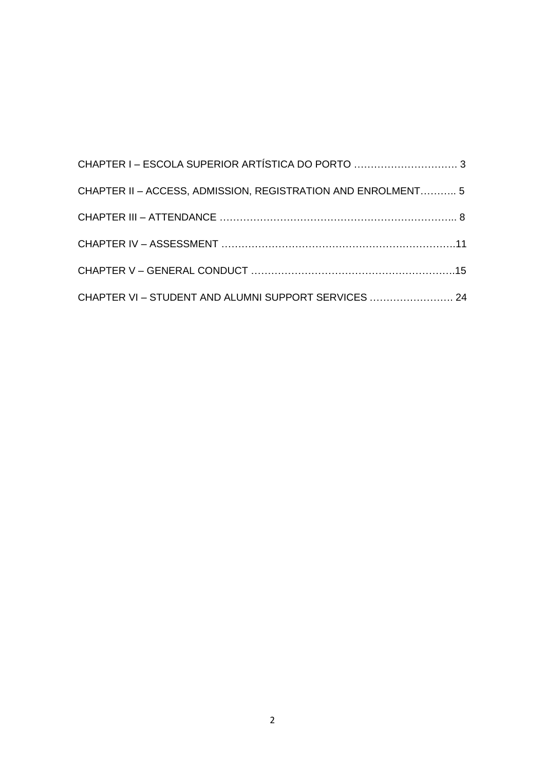CHAPTER I – ESCOLA SUPERIOR ARTÍSTICA DO PORTO ………………………… 3

CHAPTER II – ACCESS, ADMISSION, REGISTRATION AND ENROLMENT……….. 5

CHAPTER III – ATTENDANCE …………………………………………………………... 8

CHAPTER IV – ASSESSMENT …………………………………………………………….11

CHAPTER V – GENERAL CONDUCT ……………………………………………………15

CHAPTER VI – STUDENT AND ALUMNI SUPPORT SERVICES ……………………. 24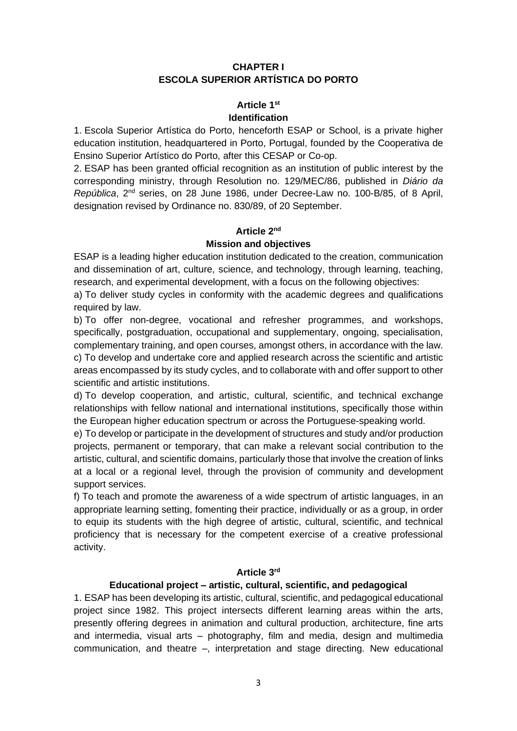# CHAPTER I
# ESCOLA SUPERIOR ARTÍSTICA DO PORTO

## Article 1st
## Identification

1. Escola Superior Artística do Porto, henceforth ESAP or School, is a private higher education institution, headquartered in Porto, Portugal, founded by the Cooperativa de Ensino Superior Artístico do Porto, after this CESAP or Co-op.

2. ESAP has been granted official recognition as an institution of public interest by the corresponding ministry, through Resolution no. 129/MEC/86, published in *Diário da República*, 2nd series, on 28 June 1986, under Decree-Law no. 100-B/85, of 8 April, designation revised by Ordinance no. 830/89, of 20 September.

## Article 2nd
## Mission and objectives

ESAP is a leading higher education institution dedicated to the creation, communication and dissemination of art, culture, science, and technology, through learning, teaching, research, and experimental development, with a focus on the following objectives:

a) To deliver study cycles in conformity with the academic degrees and qualifications required by law.

b) To offer non-degree, vocational and refresher programmes, and workshops, specifically, postgraduation, occupational and supplementary, ongoing, specialisation, complementary training, and open courses, amongst others, in accordance with the law.

c) To develop and undertake core and applied research across the scientific and artistic areas encompassed by its study cycles, and to collaborate with and offer support to other scientific and artistic institutions.

d) To develop cooperation, and artistic, cultural, scientific, and technical exchange relationships with fellow national and international institutions, specifically those within the European higher education spectrum or across the Portuguese-speaking world.

e) To develop or participate in the development of structures and study and/or production projects, permanent or temporary, that can make a relevant social contribution to the artistic, cultural, and scientific domains, particularly those that involve the creation of links at a local or a regional level, through the provision of community and development support services.

f) To teach and promote the awareness of a wide spectrum of artistic languages, in an appropriate learning setting, fomenting their practice, individually or as a group, in order to equip its students with the high degree of artistic, cultural, scientific, and technical proficiency that is necessary for the competent exercise of a creative professional activity.

## Article 3rd
## Educational project – artistic, cultural, scientific, and pedagogical

1. ESAP has been developing its artistic, cultural, scientific, and pedagogical educational project since 1982. This project intersects different learning areas within the arts, presently offering degrees in animation and cultural production, architecture, fine arts and intermedia, visual arts – photography, film and media, design and multimedia communication, and theatre –, interpretation and stage directing. New educational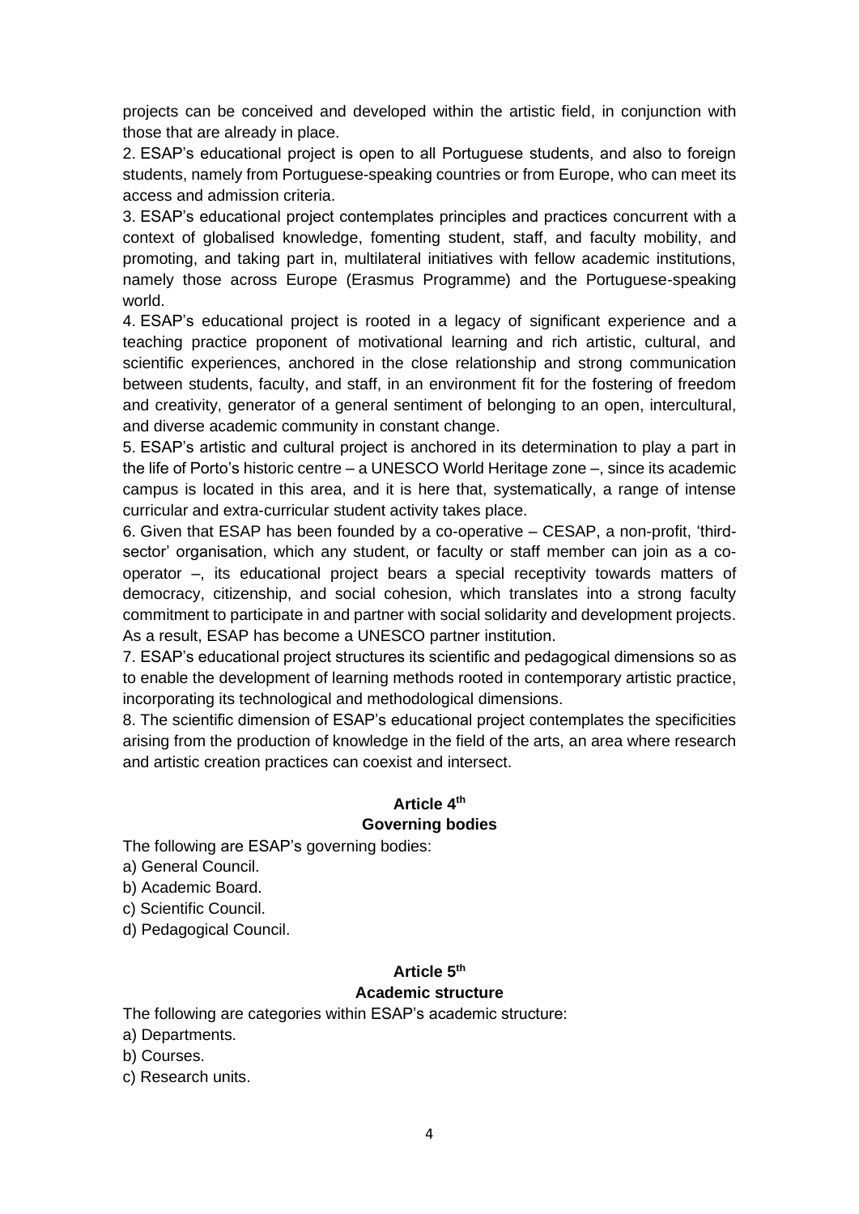projects can be conceived and developed within the artistic field, in conjunction with those that are already in place.

2. ESAP's educational project is open to all Portuguese students, and also to foreign students, namely from Portuguese-speaking countries or from Europe, who can meet its access and admission criteria.

3. ESAP's educational project contemplates principles and practices concurrent with a context of globalised knowledge, fomenting student, staff, and faculty mobility, and promoting, and taking part in, multilateral initiatives with fellow academic institutions, namely those across Europe (Erasmus Programme) and the Portuguese-speaking world.

4. ESAP's educational project is rooted in a legacy of significant experience and a teaching practice proponent of motivational learning and rich artistic, cultural, and scientific experiences, anchored in the close relationship and strong communication between students, faculty, and staff, in an environment fit for the fostering of freedom and creativity, generator of a general sentiment of belonging to an open, intercultural, and diverse academic community in constant change.

5. ESAP's artistic and cultural project is anchored in its determination to play a part in the life of Porto's historic centre – a UNESCO World Heritage zone –, since its academic campus is located in this area, and it is here that, systematically, a range of intense curricular and extra-curricular student activity takes place.

6. Given that ESAP has been founded by a co-operative – CESAP, a non-profit, 'third-sector' organisation, which any student, or faculty or staff member can join as a co-operator –, its educational project bears a special receptivity towards matters of democracy, citizenship, and social cohesion, which translates into a strong faculty commitment to participate in and partner with social solidarity and development projects. As a result, ESAP has become a UNESCO partner institution.

7. ESAP's educational project structures its scientific and pedagogical dimensions so as to enable the development of learning methods rooted in contemporary artistic practice, incorporating its technological and methodological dimensions.

8. The scientific dimension of ESAP's educational project contemplates the specificities arising from the production of knowledge in the field of the arts, an area where research and artistic creation practices can coexist and intersect.

### Article 4th
### Governing bodies

The following are ESAP's governing bodies:

a) General Council.

b) Academic Board.

c) Scientific Council.

d) Pedagogical Council.

### Article 5th
### Academic structure

The following are categories within ESAP's academic structure:

a) Departments.

b) Courses.

c) Research units.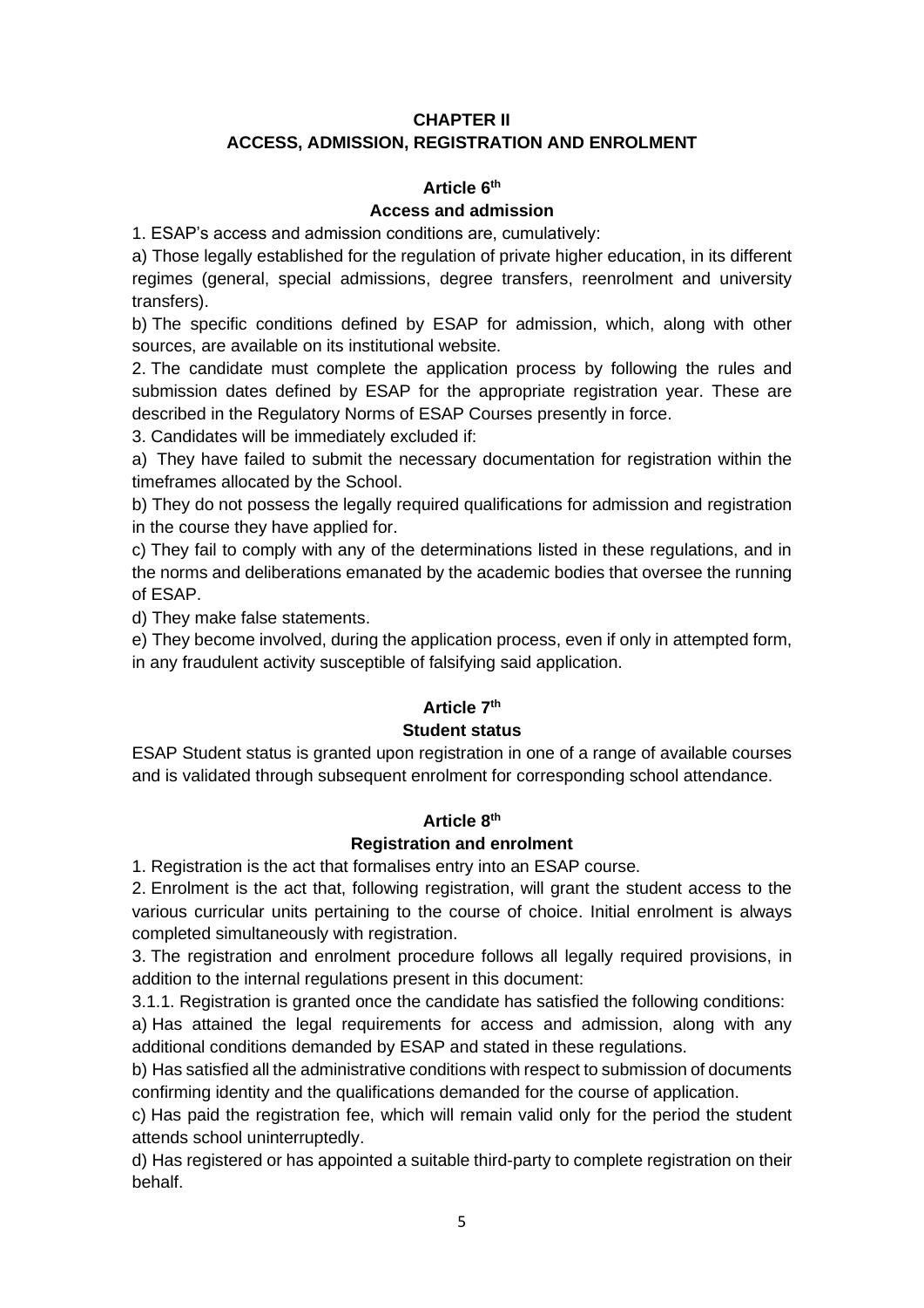## CHAPTER II
## ACCESS, ADMISSION, REGISTRATION AND ENROLMENT

### Article 6th
### Access and admission

1. ESAP's access and admission conditions are, cumulatively:

a) Those legally established for the regulation of private higher education, in its different regimes (general, special admissions, degree transfers, reenrolment and university transfers).

b) The specific conditions defined by ESAP for admission, which, along with other sources, are available on its institutional website.

2. The candidate must complete the application process by following the rules and submission dates defined by ESAP for the appropriate registration year. These are described in the Regulatory Norms of ESAP Courses presently in force.

3. Candidates will be immediately excluded if:

a) They have failed to submit the necessary documentation for registration within the timeframes allocated by the School.

b) They do not possess the legally required qualifications for admission and registration in the course they have applied for.

c) They fail to comply with any of the determinations listed in these regulations, and in the norms and deliberations emanated by the academic bodies that oversee the running of ESAP.

d) They make false statements.

e) They become involved, during the application process, even if only in attempted form, in any fraudulent activity susceptible of falsifying said application.

### Article 7th
### Student status

ESAP Student status is granted upon registration in one of a range of available courses and is validated through subsequent enrolment for corresponding school attendance.

### Article 8th
### Registration and enrolment

1. Registration is the act that formalises entry into an ESAP course.

2. Enrolment is the act that, following registration, will grant the student access to the various curricular units pertaining to the course of choice. Initial enrolment is always completed simultaneously with registration.

3. The registration and enrolment procedure follows all legally required provisions, in addition to the internal regulations present in this document:

3.1.1. Registration is granted once the candidate has satisfied the following conditions:

a) Has attained the legal requirements for access and admission, along with any additional conditions demanded by ESAP and stated in these regulations.

b) Has satisfied all the administrative conditions with respect to submission of documents confirming identity and the qualifications demanded for the course of application.

c) Has paid the registration fee, which will remain valid only for the period the student attends school uninterruptedly.

d) Has registered or has appointed a suitable third-party to complete registration on their behalf.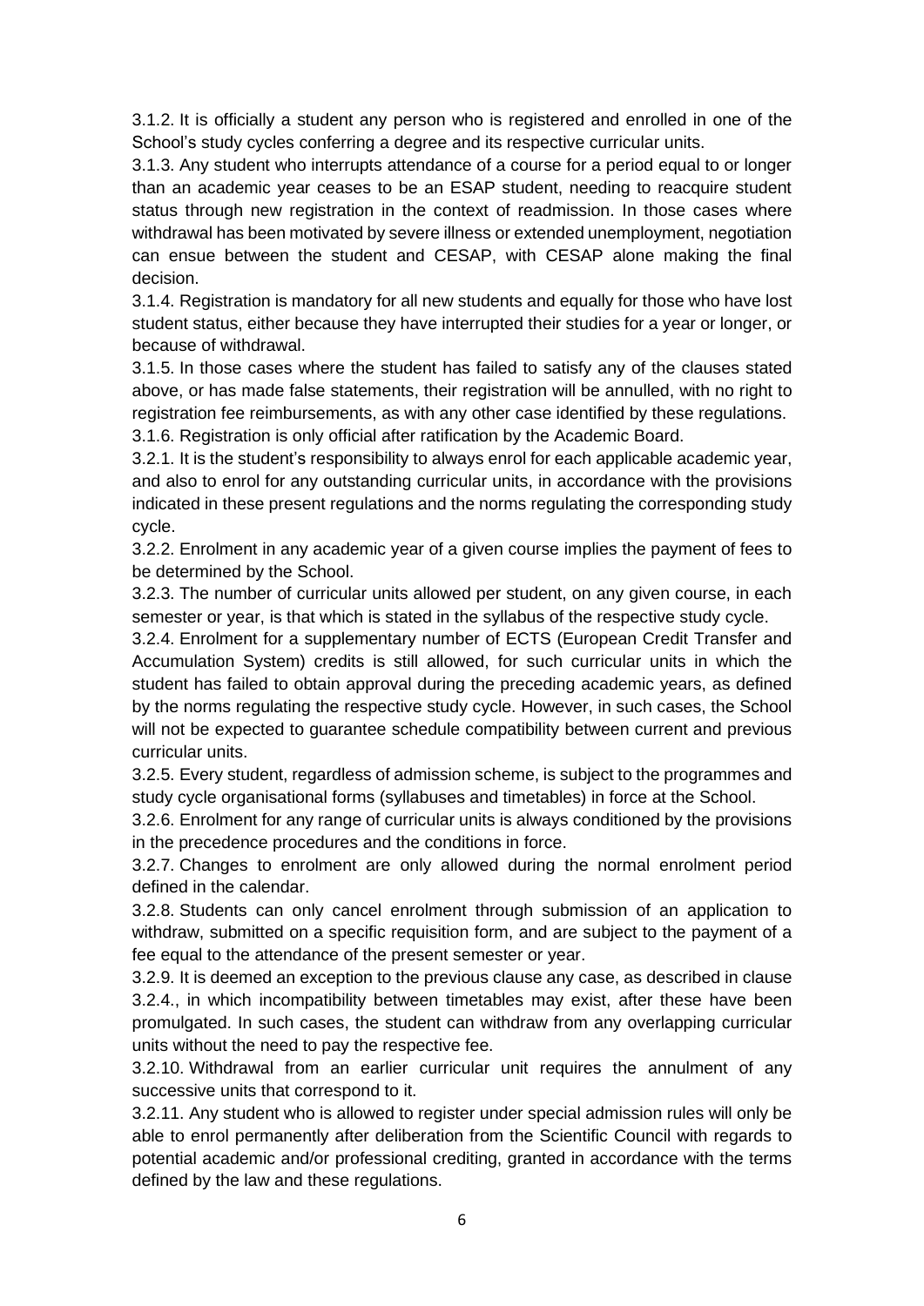3.1.2. It is officially a student any person who is registered and enrolled in one of the School's study cycles conferring a degree and its respective curricular units.

3.1.3. Any student who interrupts attendance of a course for a period equal to or longer than an academic year ceases to be an ESAP student, needing to reacquire student status through new registration in the context of readmission. In those cases where withdrawal has been motivated by severe illness or extended unemployment, negotiation can ensue between the student and CESAP, with CESAP alone making the final decision.

3.1.4. Registration is mandatory for all new students and equally for those who have lost student status, either because they have interrupted their studies for a year or longer, or because of withdrawal.

3.1.5. In those cases where the student has failed to satisfy any of the clauses stated above, or has made false statements, their registration will be annulled, with no right to registration fee reimbursements, as with any other case identified by these regulations.

3.1.6. Registration is only official after ratification by the Academic Board.

3.2.1. It is the student's responsibility to always enrol for each applicable academic year, and also to enrol for any outstanding curricular units, in accordance with the provisions indicated in these present regulations and the norms regulating the corresponding study cycle.

3.2.2. Enrolment in any academic year of a given course implies the payment of fees to be determined by the School.

3.2.3. The number of curricular units allowed per student, on any given course, in each semester or year, is that which is stated in the syllabus of the respective study cycle.

3.2.4. Enrolment for a supplementary number of ECTS (European Credit Transfer and Accumulation System) credits is still allowed, for such curricular units in which the student has failed to obtain approval during the preceding academic years, as defined by the norms regulating the respective study cycle. However, in such cases, the School will not be expected to guarantee schedule compatibility between current and previous curricular units.

3.2.5. Every student, regardless of admission scheme, is subject to the programmes and study cycle organisational forms (syllabuses and timetables) in force at the School.

3.2.6. Enrolment for any range of curricular units is always conditioned by the provisions in the precedence procedures and the conditions in force.

3.2.7. Changes to enrolment are only allowed during the normal enrolment period defined in the calendar.

3.2.8. Students can only cancel enrolment through submission of an application to withdraw, submitted on a specific requisition form, and are subject to the payment of a fee equal to the attendance of the present semester or year.

3.2.9. It is deemed an exception to the previous clause any case, as described in clause 3.2.4., in which incompatibility between timetables may exist, after these have been promulgated. In such cases, the student can withdraw from any overlapping curricular units without the need to pay the respective fee.

3.2.10. Withdrawal from an earlier curricular unit requires the annulment of any successive units that correspond to it.

3.2.11. Any student who is allowed to register under special admission rules will only be able to enrol permanently after deliberation from the Scientific Council with regards to potential academic and/or professional crediting, granted in accordance with the terms defined by the law and these regulations.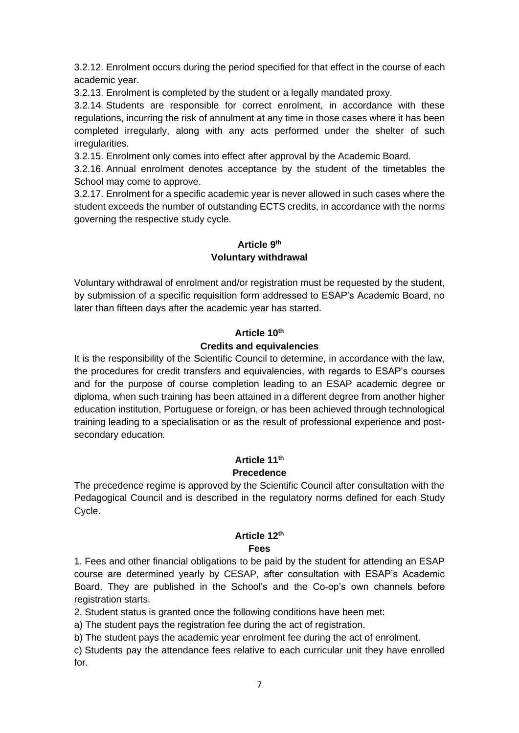3.2.12. Enrolment occurs during the period specified for that effect in the course of each academic year.

3.2.13. Enrolment is completed by the student or a legally mandated proxy.

3.2.14. Students are responsible for correct enrolment, in accordance with these regulations, incurring the risk of annulment at any time in those cases where it has been completed irregularly, along with any acts performed under the shelter of such irregularities.

3.2.15. Enrolment only comes into effect after approval by the Academic Board.

3.2.16. Annual enrolment denotes acceptance by the student of the timetables the School may come to approve.

3.2.17. Enrolment for a specific academic year is never allowed in such cases where the student exceeds the number of outstanding ECTS credits, in accordance with the norms governing the respective study cycle.

## Article 9th
## Voluntary withdrawal

Voluntary withdrawal of enrolment and/or registration must be requested by the student, by submission of a specific requisition form addressed to ESAP's Academic Board, no later than fifteen days after the academic year has started.

## Article 10th
## Credits and equivalencies

It is the responsibility of the Scientific Council to determine, in accordance with the law, the procedures for credit transfers and equivalencies, with regards to ESAP's courses and for the purpose of course completion leading to an ESAP academic degree or diploma, when such training has been attained in a different degree from another higher education institution, Portuguese or foreign, or has been achieved through technological training leading to a specialisation or as the result of professional experience and post-secondary education.

## Article 11th
## Precedence

The precedence regime is approved by the Scientific Council after consultation with the Pedagogical Council and is described in the regulatory norms defined for each Study Cycle.

## Article 12th
## Fees

1. Fees and other financial obligations to be paid by the student for attending an ESAP course are determined yearly by CESAP, after consultation with ESAP's Academic Board. They are published in the School's and the Co-op's own channels before registration starts.

2. Student status is granted once the following conditions have been met:

a) The student pays the registration fee during the act of registration.

b) The student pays the academic year enrolment fee during the act of enrolment.

c) Students pay the attendance fees relative to each curricular unit they have enrolled for.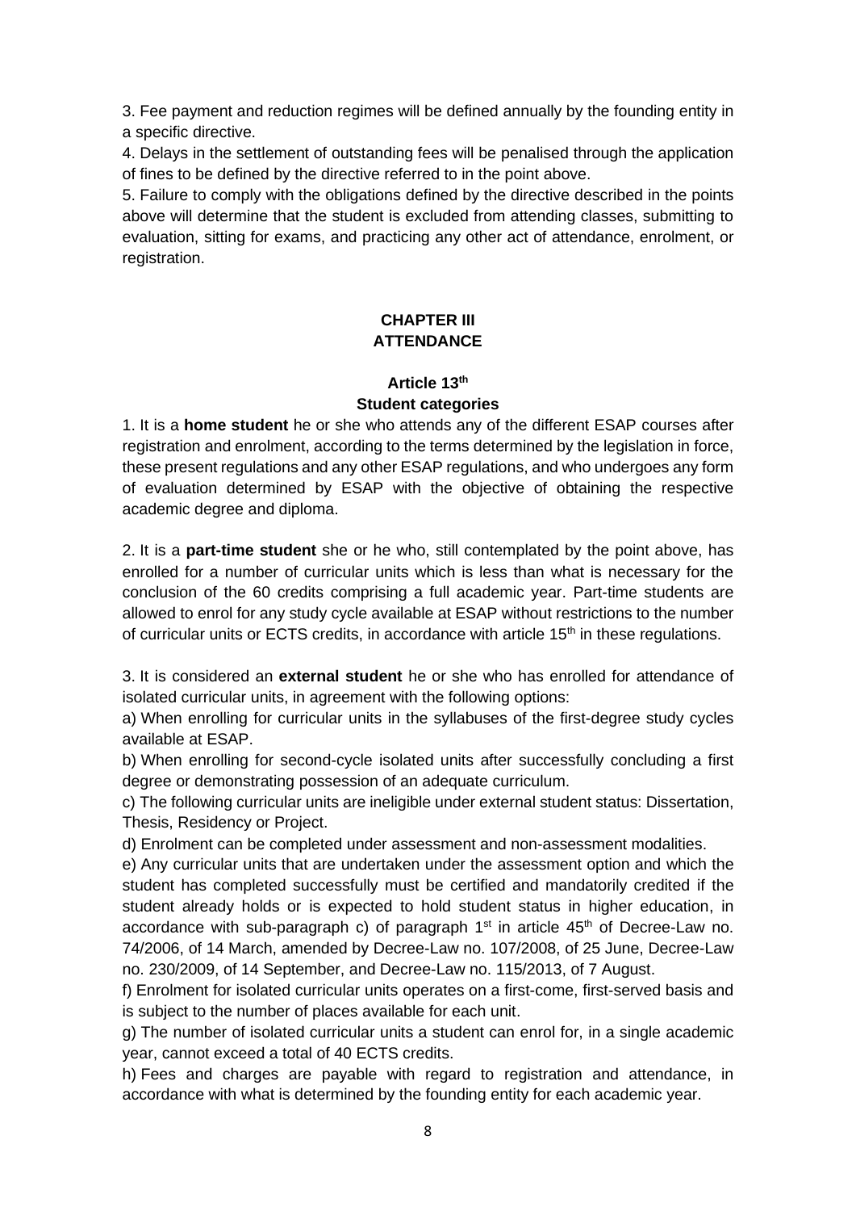3. Fee payment and reduction regimes will be defined annually by the founding entity in a specific directive.

4. Delays in the settlement of outstanding fees will be penalised through the application of fines to be defined by the directive referred to in the point above.

5. Failure to comply with the obligations defined by the directive described in the points above will determine that the student is excluded from attending classes, submitting to evaluation, sitting for exams, and practicing any other act of attendance, enrolment, or registration.

## CHAPTER III
## ATTENDANCE

### Article 13th
### Student categories

1. It is a **home student** he or she who attends any of the different ESAP courses after registration and enrolment, according to the terms determined by the legislation in force, these present regulations and any other ESAP regulations, and who undergoes any form of evaluation determined by ESAP with the objective of obtaining the respective academic degree and diploma.

2. It is a **part-time student** she or he who, still contemplated by the point above, has enrolled for a number of curricular units which is less than what is necessary for the conclusion of the 60 credits comprising a full academic year. Part-time students are allowed to enrol for any study cycle available at ESAP without restrictions to the number of curricular units or ECTS credits, in accordance with article 15th in these regulations.

3. It is considered an **external student** he or she who has enrolled for attendance of isolated curricular units, in agreement with the following options:

a) When enrolling for curricular units in the syllabuses of the first-degree study cycles available at ESAP.

b) When enrolling for second-cycle isolated units after successfully concluding a first degree or demonstrating possession of an adequate curriculum.

c) The following curricular units are ineligible under external student status: Dissertation, Thesis, Residency or Project.

d) Enrolment can be completed under assessment and non-assessment modalities.

e) Any curricular units that are undertaken under the assessment option and which the student has completed successfully must be certified and mandatorily credited if the student already holds or is expected to hold student status in higher education, in accordance with sub-paragraph c) of paragraph 1st in article 45th of Decree-Law no. 74/2006, of 14 March, amended by Decree-Law no. 107/2008, of 25 June, Decree-Law no. 230/2009, of 14 September, and Decree-Law no. 115/2013, of 7 August.

f) Enrolment for isolated curricular units operates on a first-come, first-served basis and is subject to the number of places available for each unit.

g) The number of isolated curricular units a student can enrol for, in a single academic year, cannot exceed a total of 40 ECTS credits.

h) Fees and charges are payable with regard to registration and attendance, in accordance with what is determined by the founding entity for each academic year.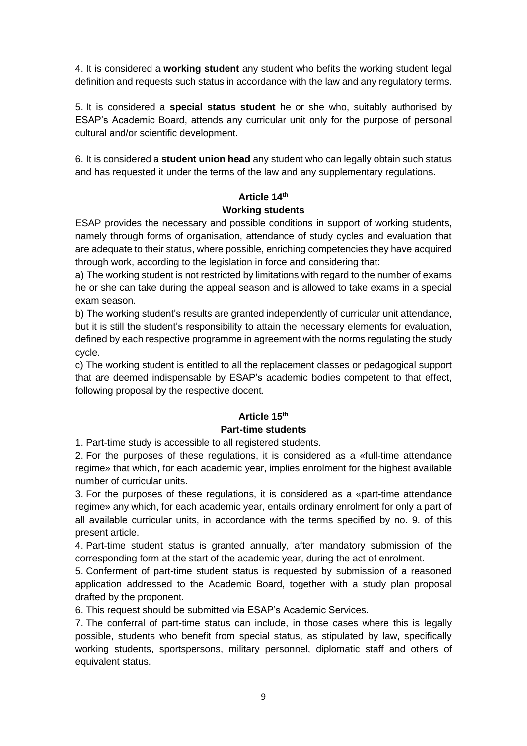4. It is considered a **working student** any student who befits the working student legal definition and requests such status in accordance with the law and any regulatory terms.

5. It is considered a **special status student** he or she who, suitably authorised by ESAP's Academic Board, attends any curricular unit only for the purpose of personal cultural and/or scientific development.

6. It is considered a **student union head** any student who can legally obtain such status and has requested it under the terms of the law and any supplementary regulations.

### Article 14th
### Working students

ESAP provides the necessary and possible conditions in support of working students, namely through forms of organisation, attendance of study cycles and evaluation that are adequate to their status, where possible, enriching competencies they have acquired through work, according to the legislation in force and considering that:

a) The working student is not restricted by limitations with regard to the number of exams he or she can take during the appeal season and is allowed to take exams in a special exam season.

b) The working student's results are granted independently of curricular unit attendance, but it is still the student's responsibility to attain the necessary elements for evaluation, defined by each respective programme in agreement with the norms regulating the study cycle.

c) The working student is entitled to all the replacement classes or pedagogical support that are deemed indispensable by ESAP's academic bodies competent to that effect, following proposal by the respective docent.

### Article 15th
### Part-time students

1. Part-time study is accessible to all registered students.

2. For the purposes of these regulations, it is considered as a «full-time attendance regime» that which, for each academic year, implies enrolment for the highest available number of curricular units.

3. For the purposes of these regulations, it is considered as a «part-time attendance regime» any which, for each academic year, entails ordinary enrolment for only a part of all available curricular units, in accordance with the terms specified by no. 9. of this present article.

4. Part-time student status is granted annually, after mandatory submission of the corresponding form at the start of the academic year, during the act of enrolment.

5. Conferment of part-time student status is requested by submission of a reasoned application addressed to the Academic Board, together with a study plan proposal drafted by the proponent.

6. This request should be submitted via ESAP's Academic Services.

7. The conferral of part-time status can include, in those cases where this is legally possible, students who benefit from special status, as stipulated by law, specifically working students, sportspersons, military personnel, diplomatic staff and others of equivalent status.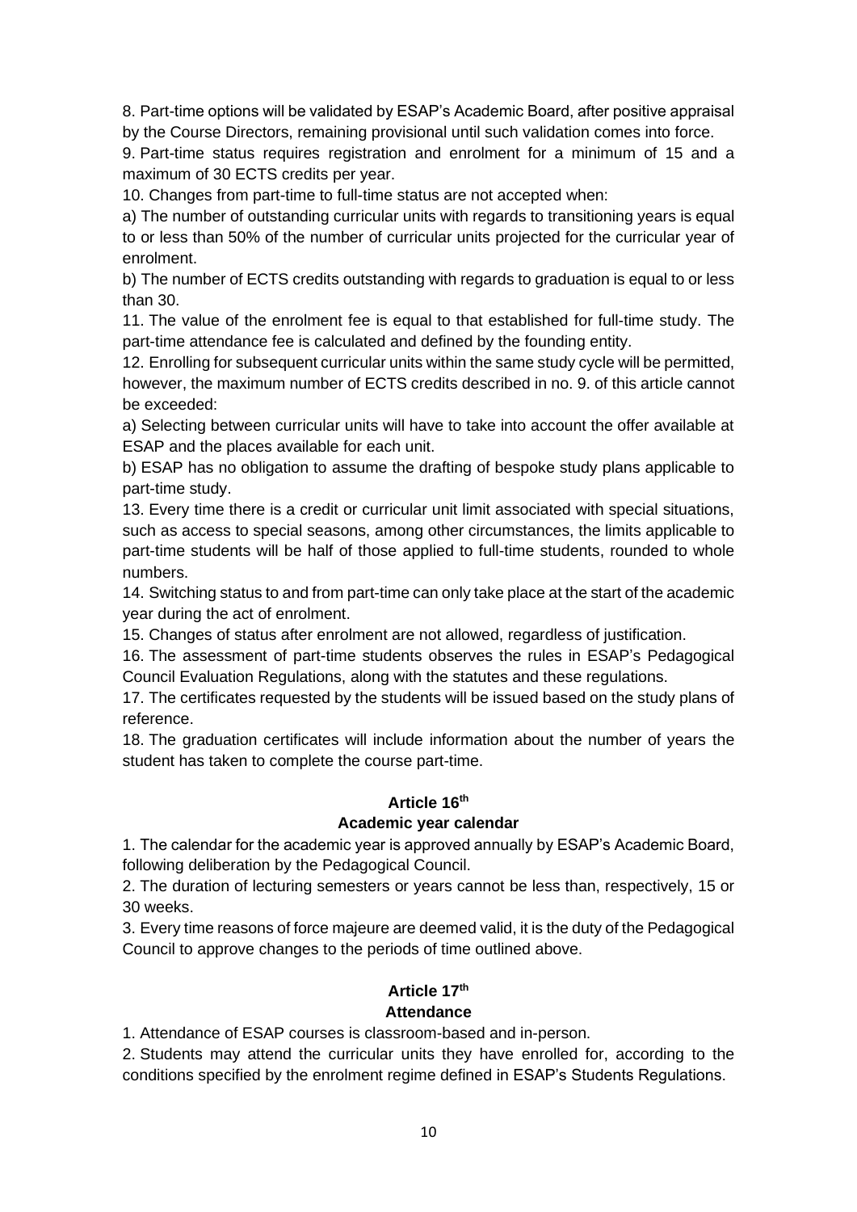8. Part-time options will be validated by ESAP's Academic Board, after positive appraisal by the Course Directors, remaining provisional until such validation comes into force.

9. Part-time status requires registration and enrolment for a minimum of 15 and a maximum of 30 ECTS credits per year.

10. Changes from part-time to full-time status are not accepted when:

a) The number of outstanding curricular units with regards to transitioning years is equal to or less than 50% of the number of curricular units projected for the curricular year of enrolment.

b) The number of ECTS credits outstanding with regards to graduation is equal to or less than 30.

11. The value of the enrolment fee is equal to that established for full-time study. The part-time attendance fee is calculated and defined by the founding entity.

12. Enrolling for subsequent curricular units within the same study cycle will be permitted, however, the maximum number of ECTS credits described in no. 9. of this article cannot be exceeded:

a) Selecting between curricular units will have to take into account the offer available at ESAP and the places available for each unit.

b) ESAP has no obligation to assume the drafting of bespoke study plans applicable to part-time study.

13. Every time there is a credit or curricular unit limit associated with special situations, such as access to special seasons, among other circumstances, the limits applicable to part-time students will be half of those applied to full-time students, rounded to whole numbers.

14. Switching status to and from part-time can only take place at the start of the academic year during the act of enrolment.

15. Changes of status after enrolment are not allowed, regardless of justification.

16. The assessment of part-time students observes the rules in ESAP's Pedagogical Council Evaluation Regulations, along with the statutes and these regulations.

17. The certificates requested by the students will be issued based on the study plans of reference.

18. The graduation certificates will include information about the number of years the student has taken to complete the course part-time.

## Article 16th

## Academic year calendar

1. The calendar for the academic year is approved annually by ESAP's Academic Board, following deliberation by the Pedagogical Council.

2. The duration of lecturing semesters or years cannot be less than, respectively, 15 or 30 weeks.

3. Every time reasons of force majeure are deemed valid, it is the duty of the Pedagogical Council to approve changes to the periods of time outlined above.

## Article 17th

## Attendance

1. Attendance of ESAP courses is classroom-based and in-person.

2. Students may attend the curricular units they have enrolled for, according to the conditions specified by the enrolment regime defined in ESAP's Students Regulations.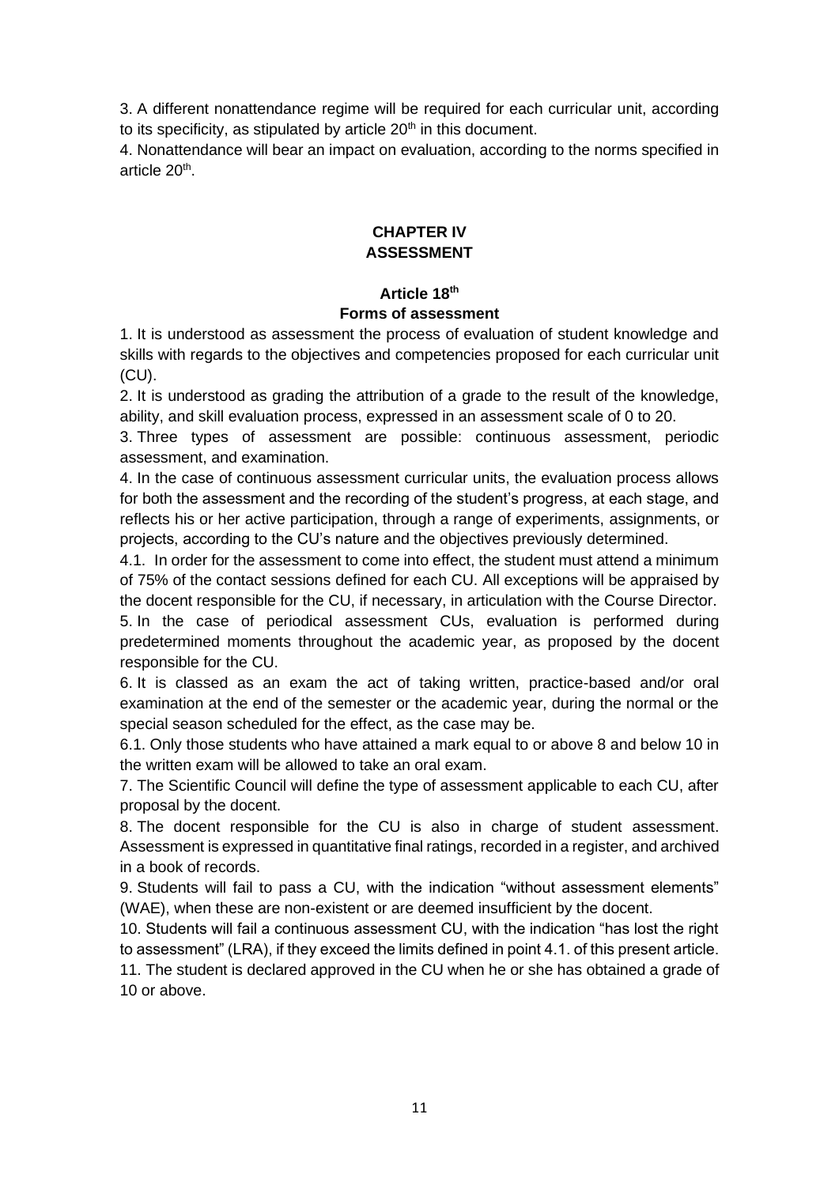3. A different nonattendance regime will be required for each curricular unit, according to its specificity, as stipulated by article 20th in this document.

4. Nonattendance will bear an impact on evaluation, according to the norms specified in article 20th.

## CHAPTER IV
## ASSESSMENT

### Article 18th
### Forms of assessment

1. It is understood as assessment the process of evaluation of student knowledge and skills with regards to the objectives and competencies proposed for each curricular unit (CU).

2. It is understood as grading the attribution of a grade to the result of the knowledge, ability, and skill evaluation process, expressed in an assessment scale of 0 to 20.

3. Three types of assessment are possible: continuous assessment, periodic assessment, and examination.

4. In the case of continuous assessment curricular units, the evaluation process allows for both the assessment and the recording of the student's progress, at each stage, and reflects his or her active participation, through a range of experiments, assignments, or projects, according to the CU's nature and the objectives previously determined.

4.1. In order for the assessment to come into effect, the student must attend a minimum of 75% of the contact sessions defined for each CU. All exceptions will be appraised by the docent responsible for the CU, if necessary, in articulation with the Course Director.

5. In the case of periodical assessment CUs, evaluation is performed during predetermined moments throughout the academic year, as proposed by the docent responsible for the CU.

6. It is classed as an exam the act of taking written, practice-based and/or oral examination at the end of the semester or the academic year, during the normal or the special season scheduled for the effect, as the case may be.

6.1. Only those students who have attained a mark equal to or above 8 and below 10 in the written exam will be allowed to take an oral exam.

7. The Scientific Council will define the type of assessment applicable to each CU, after proposal by the docent.

8. The docent responsible for the CU is also in charge of student assessment. Assessment is expressed in quantitative final ratings, recorded in a register, and archived in a book of records.

9. Students will fail to pass a CU, with the indication "without assessment elements" (WAE), when these are non-existent or are deemed insufficient by the docent.

10. Students will fail a continuous assessment CU, with the indication "has lost the right to assessment" (LRA), if they exceed the limits defined in point 4.1. of this present article.

11. The student is declared approved in the CU when he or she has obtained a grade of 10 or above.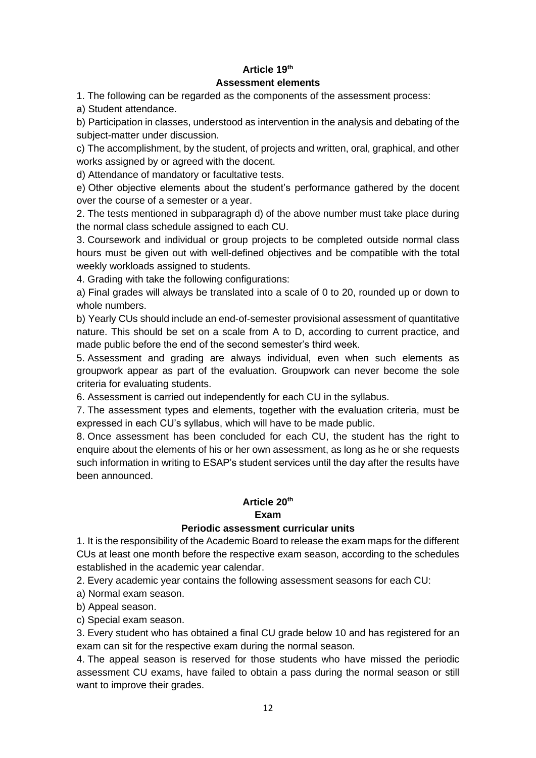## Article 19[th]

### Assessment elements

1. The following can be regarded as the components of the assessment process:

a) Student attendance.

b) Participation in classes, understood as intervention in the analysis and debating of the subject-matter under discussion.

c) The accomplishment, by the student, of projects and written, oral, graphical, and other works assigned by or agreed with the docent.

d) Attendance of mandatory or facultative tests.

e) Other objective elements about the student's performance gathered by the docent over the course of a semester or a year.

2. The tests mentioned in subparagraph d) of the above number must take place during the normal class schedule assigned to each CU.

3. Coursework and individual or group projects to be completed outside normal class hours must be given out with well-defined objectives and be compatible with the total weekly workloads assigned to students.

4. Grading with take the following configurations:

a) Final grades will always be translated into a scale of 0 to 20, rounded up or down to whole numbers.

b) Yearly CUs should include an end-of-semester provisional assessment of quantitative nature. This should be set on a scale from A to D, according to current practice, and made public before the end of the second semester's third week.

5. Assessment and grading are always individual, even when such elements as groupwork appear as part of the evaluation. Groupwork can never become the sole criteria for evaluating students.

6. Assessment is carried out independently for each CU in the syllabus.

7. The assessment types and elements, together with the evaluation criteria, must be expressed in each CU's syllabus, which will have to be made public.

8. Once assessment has been concluded for each CU, the student has the right to enquire about the elements of his or her own assessment, as long as he or she requests such information in writing to ESAP's student services until the day after the results have been announced.

## Article 20[th]

### Exam

### Periodic assessment curricular units

1. It is the responsibility of the Academic Board to release the exam maps for the different CUs at least one month before the respective exam season, according to the schedules established in the academic year calendar.

2. Every academic year contains the following assessment seasons for each CU:

a) Normal exam season.

b) Appeal season.

c) Special exam season.

3. Every student who has obtained a final CU grade below 10 and has registered for an exam can sit for the respective exam during the normal season.

4. The appeal season is reserved for those students who have missed the periodic assessment CU exams, have failed to obtain a pass during the normal season or still want to improve their grades.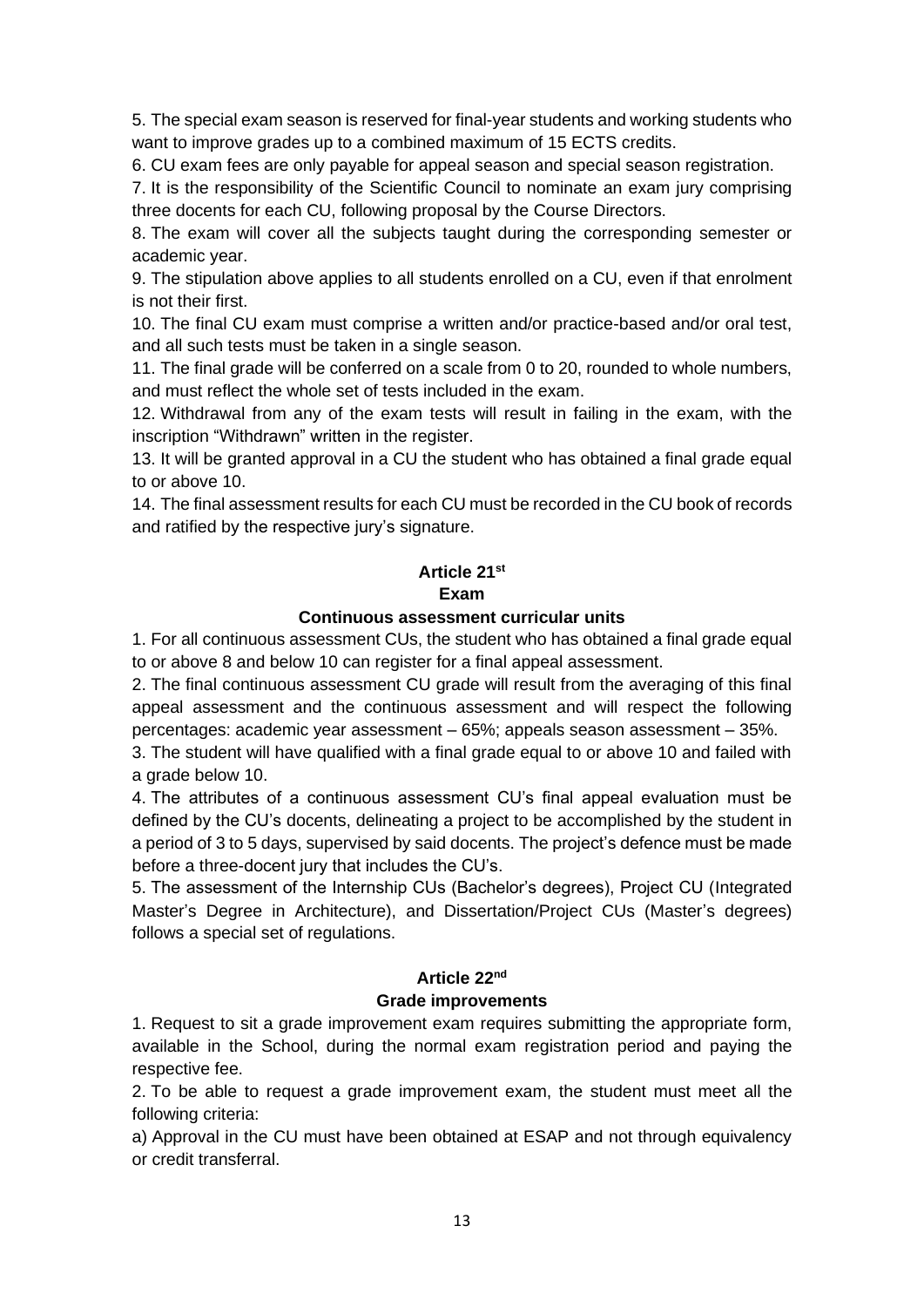5. The special exam season is reserved for final-year students and working students who want to improve grades up to a combined maximum of 15 ECTS credits.

6. CU exam fees are only payable for appeal season and special season registration.

7. It is the responsibility of the Scientific Council to nominate an exam jury comprising three docents for each CU, following proposal by the Course Directors.

8. The exam will cover all the subjects taught during the corresponding semester or academic year.

9. The stipulation above applies to all students enrolled on a CU, even if that enrolment is not their first.

10. The final CU exam must comprise a written and/or practice-based and/or oral test, and all such tests must be taken in a single season.

11. The final grade will be conferred on a scale from 0 to 20, rounded to whole numbers, and must reflect the whole set of tests included in the exam.

12. Withdrawal from any of the exam tests will result in failing in the exam, with the inscription "Withdrawn" written in the register.

13. It will be granted approval in a CU the student who has obtained a final grade equal to or above 10.

14. The final assessment results for each CU must be recorded in the CU book of records and ratified by the respective jury's signature.

## Article 21st
## Exam
### Continuous assessment curricular units

1. For all continuous assessment CUs, the student who has obtained a final grade equal to or above 8 and below 10 can register for a final appeal assessment.

2. The final continuous assessment CU grade will result from the averaging of this final appeal assessment and the continuous assessment and will respect the following percentages: academic year assessment – 65%; appeals season assessment – 35%.

3. The student will have qualified with a final grade equal to or above 10 and failed with a grade below 10.

4. The attributes of a continuous assessment CU's final appeal evaluation must be defined by the CU's docents, delineating a project to be accomplished by the student in a period of 3 to 5 days, supervised by said docents. The project's defence must be made before a three-docent jury that includes the CU's.

5. The assessment of the Internship CUs (Bachelor's degrees), Project CU (Integrated Master's Degree in Architecture), and Dissertation/Project CUs (Master's degrees) follows a special set of regulations.

## Article 22nd
### Grade improvements

1. Request to sit a grade improvement exam requires submitting the appropriate form, available in the School, during the normal exam registration period and paying the respective fee.

2. To be able to request a grade improvement exam, the student must meet all the following criteria:

a) Approval in the CU must have been obtained at ESAP and not through equivalency or credit transferral.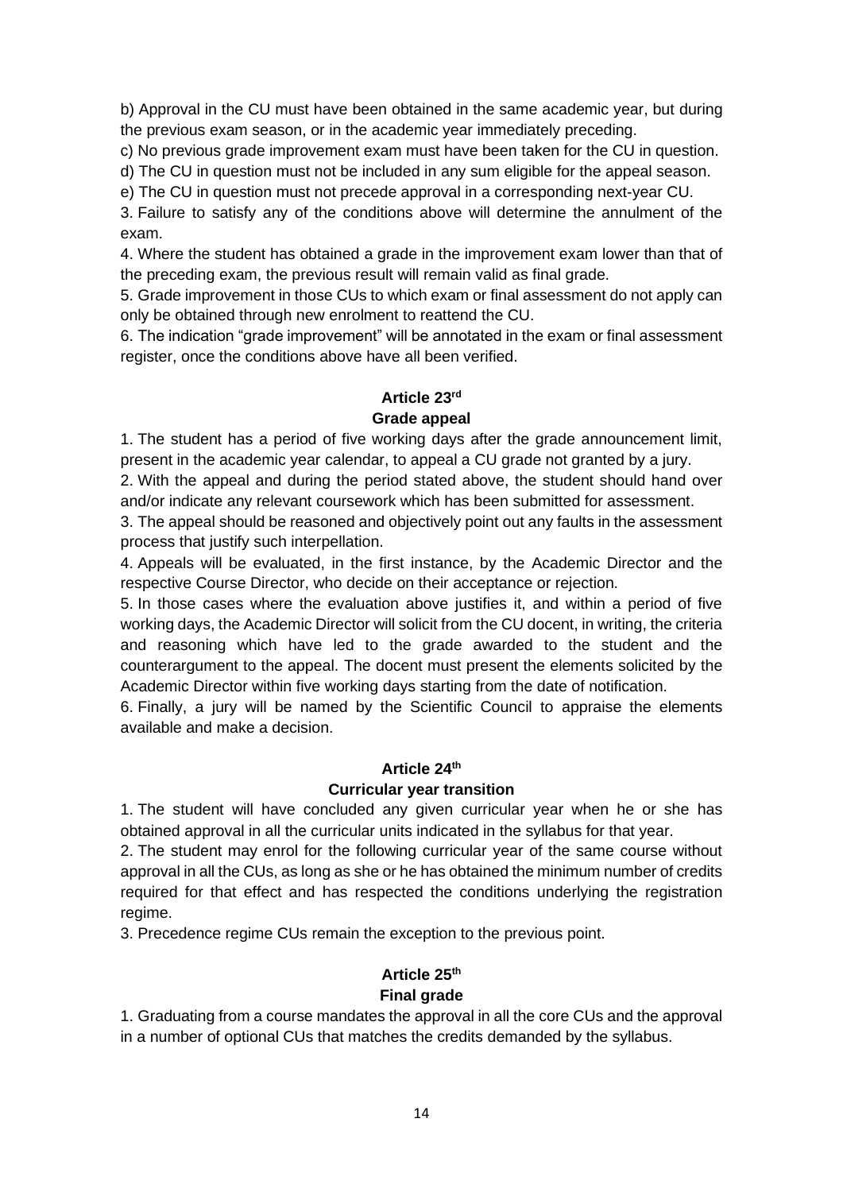b) Approval in the CU must have been obtained in the same academic year, but during the previous exam season, or in the academic year immediately preceding.

c) No previous grade improvement exam must have been taken for the CU in question.

d) The CU in question must not be included in any sum eligible for the appeal season.

e) The CU in question must not precede approval in a corresponding next-year CU.

3. Failure to satisfy any of the conditions above will determine the annulment of the exam.

4. Where the student has obtained a grade in the improvement exam lower than that of the preceding exam, the previous result will remain valid as final grade.

5. Grade improvement in those CUs to which exam or final assessment do not apply can only be obtained through new enrolment to reattend the CU.

6. The indication "grade improvement" will be annotated in the exam or final assessment register, once the conditions above have all been verified.

### Article 23rd
### Grade appeal

1. The student has a period of five working days after the grade announcement limit, present in the academic year calendar, to appeal a CU grade not granted by a jury.

2. With the appeal and during the period stated above, the student should hand over and/or indicate any relevant coursework which has been submitted for assessment.

3. The appeal should be reasoned and objectively point out any faults in the assessment process that justify such interpellation.

4. Appeals will be evaluated, in the first instance, by the Academic Director and the respective Course Director, who decide on their acceptance or rejection.

5. In those cases where the evaluation above justifies it, and within a period of five working days, the Academic Director will solicit from the CU docent, in writing, the criteria and reasoning which have led to the grade awarded to the student and the counterargument to the appeal. The docent must present the elements solicited by the Academic Director within five working days starting from the date of notification.

6. Finally, a jury will be named by the Scientific Council to appraise the elements available and make a decision.

### Article 24th
### Curricular year transition

1. The student will have concluded any given curricular year when he or she has obtained approval in all the curricular units indicated in the syllabus for that year.

2. The student may enrol for the following curricular year of the same course without approval in all the CUs, as long as she or he has obtained the minimum number of credits required for that effect and has respected the conditions underlying the registration regime.

3. Precedence regime CUs remain the exception to the previous point.

### Article 25th
### Final grade

1. Graduating from a course mandates the approval in all the core CUs and the approval in a number of optional CUs that matches the credits demanded by the syllabus.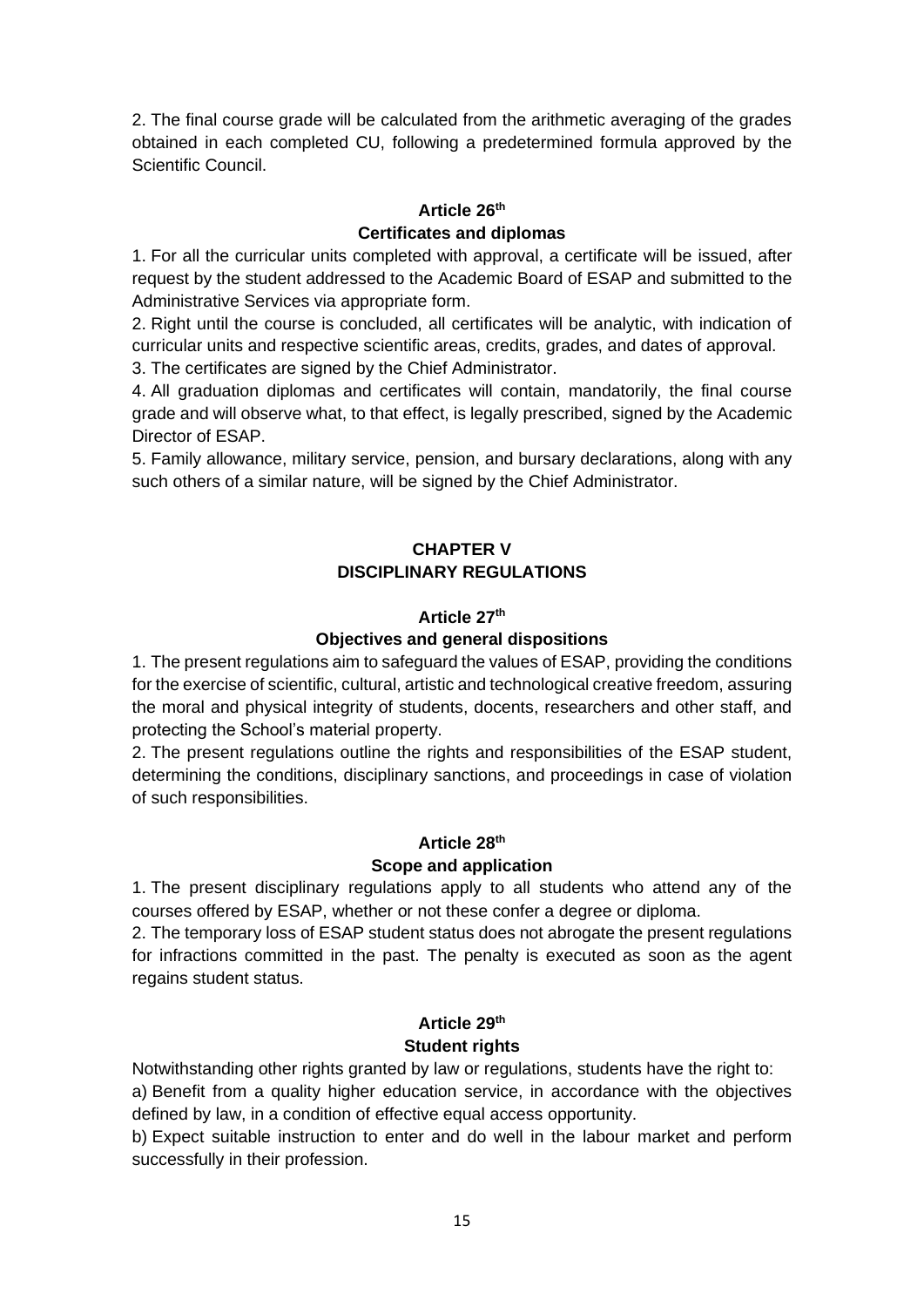2. The final course grade will be calculated from the arithmetic averaging of the grades obtained in each completed CU, following a predetermined formula approved by the Scientific Council.

### Article 26th

### Certificates and diplomas

1. For all the curricular units completed with approval, a certificate will be issued, after request by the student addressed to the Academic Board of ESAP and submitted to the Administrative Services via appropriate form.
2. Right until the course is concluded, all certificates will be analytic, with indication of curricular units and respective scientific areas, credits, grades, and dates of approval.
3. The certificates are signed by the Chief Administrator.
4. All graduation diplomas and certificates will contain, mandatorily, the final course grade and will observe what, to that effect, is legally prescribed, signed by the Academic Director of ESAP.
5. Family allowance, military service, pension, and bursary declarations, along with any such others of a similar nature, will be signed by the Chief Administrator.

## CHAPTER V
## DISCIPLINARY REGULATIONS

### Article 27th

### Objectives and general dispositions

1. The present regulations aim to safeguard the values of ESAP, providing the conditions for the exercise of scientific, cultural, artistic and technological creative freedom, assuring the moral and physical integrity of students, docents, researchers and other staff, and protecting the School's material property.
2. The present regulations outline the rights and responsibilities of the ESAP student, determining the conditions, disciplinary sanctions, and proceedings in case of violation of such responsibilities.

### Article 28th

### Scope and application

1. The present disciplinary regulations apply to all students who attend any of the courses offered by ESAP, whether or not these confer a degree or diploma.
2. The temporary loss of ESAP student status does not abrogate the present regulations for infractions committed in the past. The penalty is executed as soon as the agent regains student status.

### Article 29th

### Student rights

Notwithstanding other rights granted by law or regulations, students have the right to:

a) Benefit from a quality higher education service, in accordance with the objectives defined by law, in a condition of effective equal access opportunity.

b) Expect suitable instruction to enter and do well in the labour market and perform successfully in their profession.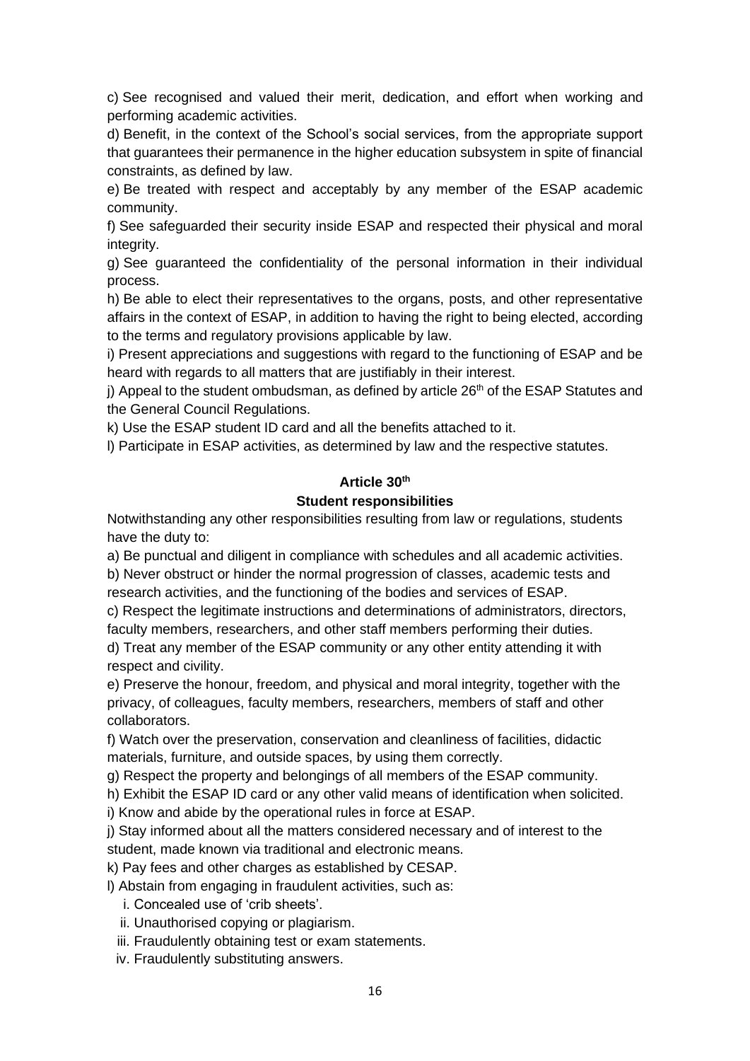c) See recognised and valued their merit, dedication, and effort when working and performing academic activities.

d) Benefit, in the context of the School's social services, from the appropriate support that guarantees their permanence in the higher education subsystem in spite of financial constraints, as defined by law.

e) Be treated with respect and acceptably by any member of the ESAP academic community.

f) See safeguarded their security inside ESAP and respected their physical and moral integrity.

g) See guaranteed the confidentiality of the personal information in their individual process.

h) Be able to elect their representatives to the organs, posts, and other representative affairs in the context of ESAP, in addition to having the right to being elected, according to the terms and regulatory provisions applicable by law.

i) Present appreciations and suggestions with regard to the functioning of ESAP and be heard with regards to all matters that are justifiably in their interest.

j) Appeal to the student ombudsman, as defined by article 26th of the ESAP Statutes and the General Council Regulations.

k) Use the ESAP student ID card and all the benefits attached to it.

l) Participate in ESAP activities, as determined by law and the respective statutes.

**Article 30th**

**Student responsibilities**

Notwithstanding any other responsibilities resulting from law or regulations, students have the duty to:

a) Be punctual and diligent in compliance with schedules and all academic activities.

b) Never obstruct or hinder the normal progression of classes, academic tests and research activities, and the functioning of the bodies and services of ESAP.

c) Respect the legitimate instructions and determinations of administrators, directors, faculty members, researchers, and other staff members performing their duties.

d) Treat any member of the ESAP community or any other entity attending it with respect and civility.

e) Preserve the honour, freedom, and physical and moral integrity, together with the privacy, of colleagues, faculty members, researchers, members of staff and other collaborators.

f) Watch over the preservation, conservation and cleanliness of facilities, didactic materials, furniture, and outside spaces, by using them correctly.

g) Respect the property and belongings of all members of the ESAP community.

h) Exhibit the ESAP ID card or any other valid means of identification when solicited.

i) Know and abide by the operational rules in force at ESAP.

j) Stay informed about all the matters considered necessary and of interest to the student, made known via traditional and electronic means.

k) Pay fees and other charges as established by CESAP.

l) Abstain from engaging in fraudulent activities, such as:

i. Concealed use of 'crib sheets'.
ii. Unauthorised copying or plagiarism.
iii. Fraudulently obtaining test or exam statements.
iv. Fraudulently substituting answers.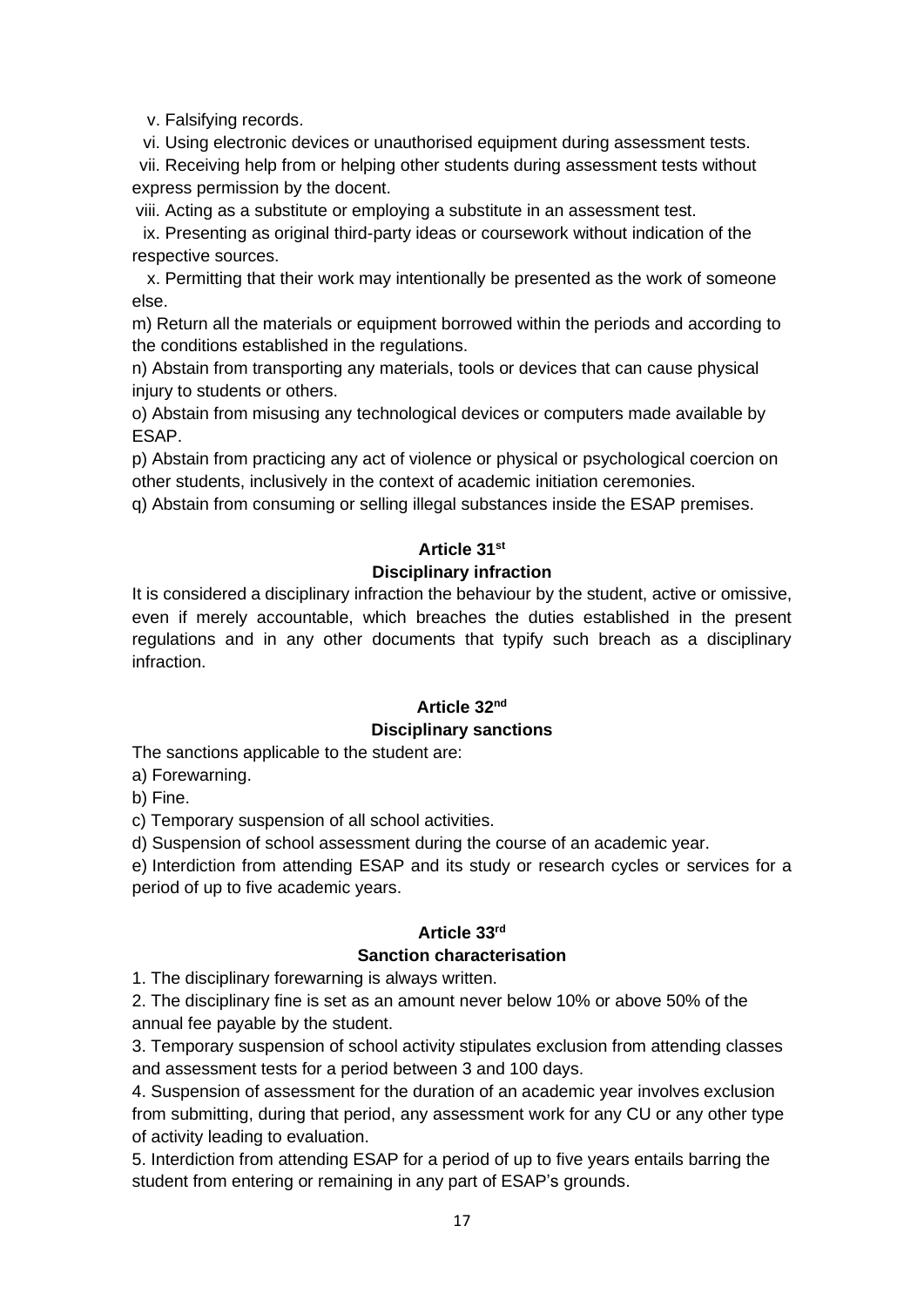v. Falsifying records.

vi. Using electronic devices or unauthorised equipment during assessment tests.

vii. Receiving help from or helping other students during assessment tests without express permission by the docent.

viii. Acting as a substitute or employing a substitute in an assessment test.

ix. Presenting as original third-party ideas or coursework without indication of the respective sources.

x. Permitting that their work may intentionally be presented as the work of someone else.

m) Return all the materials or equipment borrowed within the periods and according to the conditions established in the regulations.

n) Abstain from transporting any materials, tools or devices that can cause physical injury to students or others.

o) Abstain from misusing any technological devices or computers made available by ESAP.

p) Abstain from practicing any act of violence or physical or psychological coercion on other students, inclusively in the context of academic initiation ceremonies.

q) Abstain from consuming or selling illegal substances inside the ESAP premises.

### Article 31st

### Disciplinary infraction

It is considered a disciplinary infraction the behaviour by the student, active or omissive, even if merely accountable, which breaches the duties established in the present regulations and in any other documents that typify such breach as a disciplinary infraction.

### Article 32nd

### Disciplinary sanctions

The sanctions applicable to the student are:

a) Forewarning.

b) Fine.

c) Temporary suspension of all school activities.

d) Suspension of school assessment during the course of an academic year.

e) Interdiction from attending ESAP and its study or research cycles or services for a period of up to five academic years.

### Article 33rd

### Sanction characterisation

1. The disciplinary forewarning is always written.
2. The disciplinary fine is set as an amount never below 10% or above 50% of the annual fee payable by the student.
3. Temporary suspension of school activity stipulates exclusion from attending classes and assessment tests for a period between 3 and 100 days.
4. Suspension of assessment for the duration of an academic year involves exclusion from submitting, during that period, any assessment work for any CU or any other type of activity leading to evaluation.
5. Interdiction from attending ESAP for a period of up to five years entails barring the student from entering or remaining in any part of ESAP's grounds.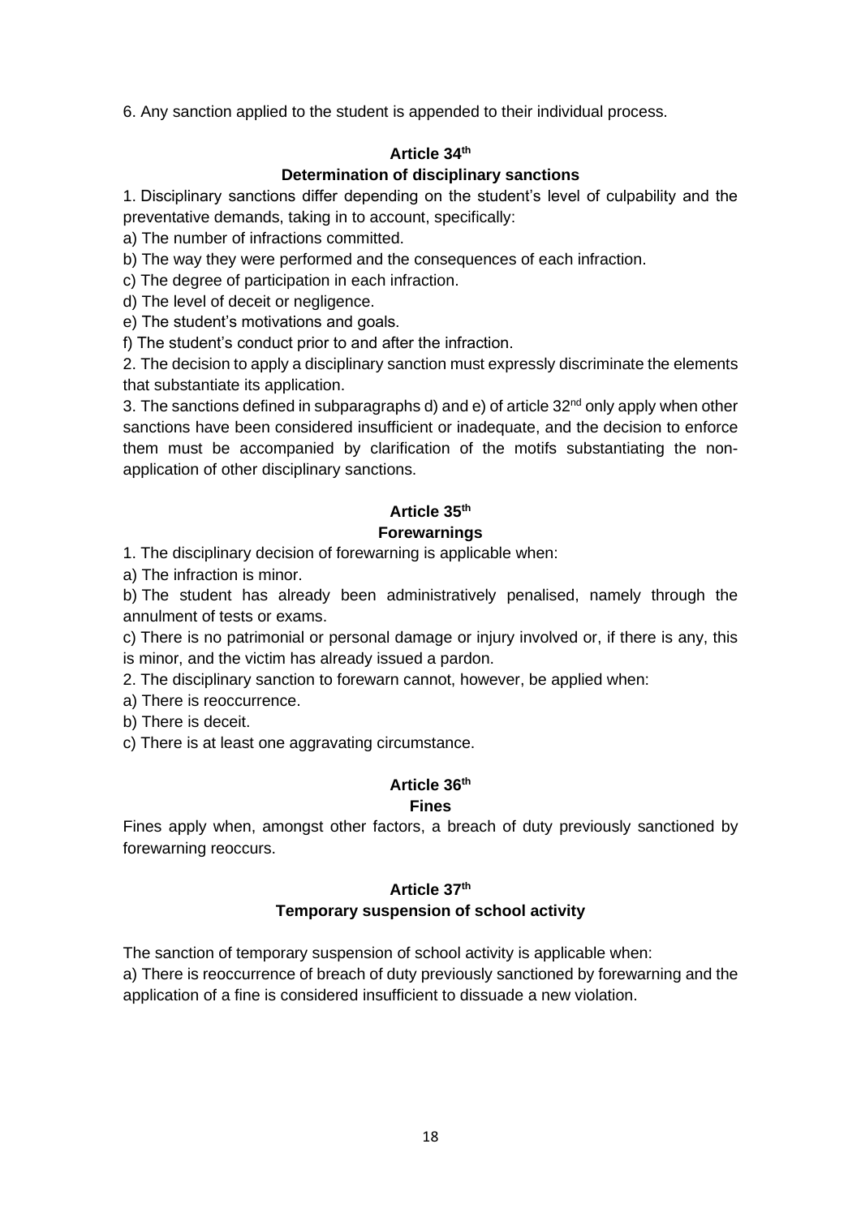6. Any sanction applied to the student is appended to their individual process.

### Article 34th

### Determination of disciplinary sanctions

1. Disciplinary sanctions differ depending on the student's level of culpability and the preventative demands, taking in to account, specifically:

a) The number of infractions committed.

b) The way they were performed and the consequences of each infraction.

c) The degree of participation in each infraction.

d) The level of deceit or negligence.

e) The student's motivations and goals.

f) The student's conduct prior to and after the infraction.

2. The decision to apply a disciplinary sanction must expressly discriminate the elements that substantiate its application.

3. The sanctions defined in subparagraphs d) and e) of article 32nd only apply when other sanctions have been considered insufficient or inadequate, and the decision to enforce them must be accompanied by clarification of the motifs substantiating the non-application of other disciplinary sanctions.

### Article 35th

### Forewarnings

1. The disciplinary decision of forewarning is applicable when:

a) The infraction is minor.

b) The student has already been administratively penalised, namely through the annulment of tests or exams.

c) There is no patrimonial or personal damage or injury involved or, if there is any, this is minor, and the victim has already issued a pardon.

2. The disciplinary sanction to forewarn cannot, however, be applied when:

a) There is reoccurrence.

b) There is deceit.

c) There is at least one aggravating circumstance.

### Article 36th

### Fines

Fines apply when, amongst other factors, a breach of duty previously sanctioned by forewarning reoccurs.

### Article 37th

### Temporary suspension of school activity

The sanction of temporary suspension of school activity is applicable when:

a) There is reoccurrence of breach of duty previously sanctioned by forewarning and the application of a fine is considered insufficient to dissuade a new violation.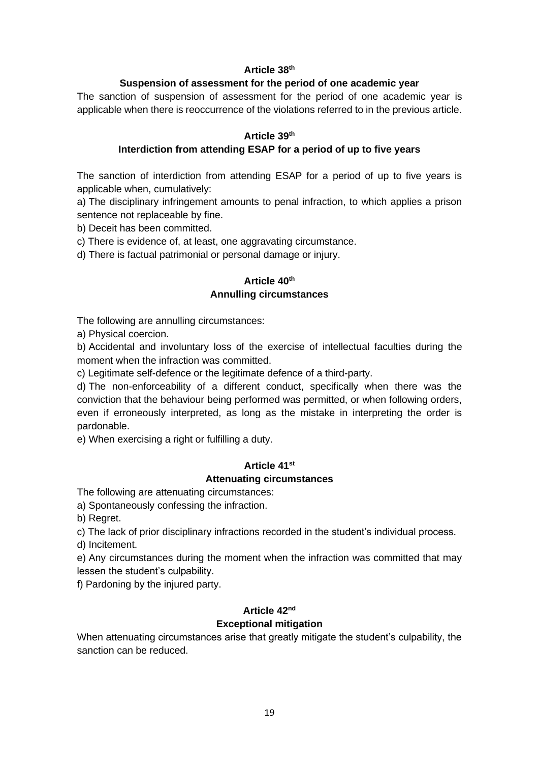### Article 38[th]

**Suspension of assessment for the period of one academic year**

The sanction of suspension of assessment for the period of one academic year is applicable when there is reoccurrence of the violations referred to in the previous article.

### Article 39[th]

**Interdiction from attending ESAP for a period of up to five years**

The sanction of interdiction from attending ESAP for a period of up to five years is applicable when, cumulatively:

a) The disciplinary infringement amounts to penal infraction, to which applies a prison sentence not replaceable by fine.

b) Deceit has been committed.

c) There is evidence of, at least, one aggravating circumstance.

d) There is factual patrimonial or personal damage or injury.

### Article 40[th]

**Annulling circumstances**

The following are annulling circumstances:

a) Physical coercion.

b) Accidental and involuntary loss of the exercise of intellectual faculties during the moment when the infraction was committed.

c) Legitimate self-defence or the legitimate defence of a third-party.

d) The non-enforceability of a different conduct, specifically when there was the conviction that the behaviour being performed was permitted, or when following orders, even if erroneously interpreted, as long as the mistake in interpreting the order is pardonable.

e) When exercising a right or fulfilling a duty.

### Article 41[st]

**Attenuating circumstances**

The following are attenuating circumstances:

a) Spontaneously confessing the infraction.

b) Regret.

c) The lack of prior disciplinary infractions recorded in the student's individual process.

d) Incitement.

e) Any circumstances during the moment when the infraction was committed that may lessen the student's culpability.

f) Pardoning by the injured party.

### Article 42[nd]

**Exceptional mitigation**

When attenuating circumstances arise that greatly mitigate the student's culpability, the sanction can be reduced.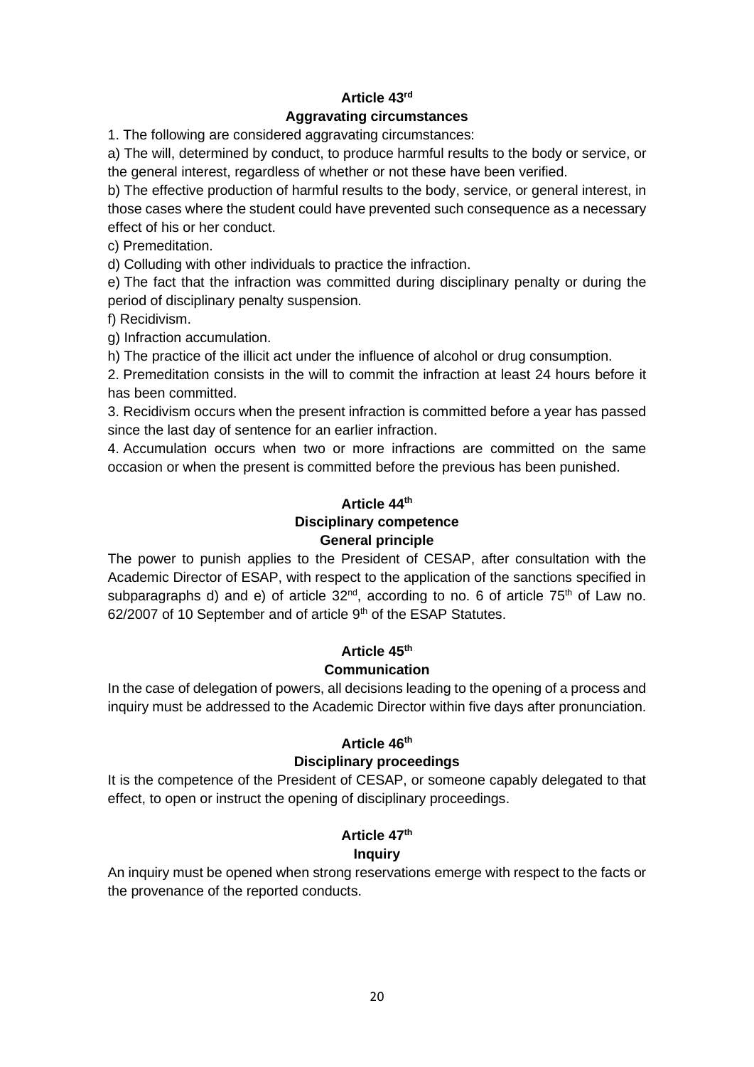**Article 43rd**

**Aggravating circumstances**

1. The following are considered aggravating circumstances:

a) The will, determined by conduct, to produce harmful results to the body or service, or the general interest, regardless of whether or not these have been verified.

b) The effective production of harmful results to the body, service, or general interest, in those cases where the student could have prevented such consequence as a necessary effect of his or her conduct.

c) Premeditation.

d) Colluding with other individuals to practice the infraction.

e) The fact that the infraction was committed during disciplinary penalty or during the period of disciplinary penalty suspension.

f) Recidivism.

g) Infraction accumulation.

h) The practice of the illicit act under the influence of alcohol or drug consumption.

2. Premeditation consists in the will to commit the infraction at least 24 hours before it has been committed.

3. Recidivism occurs when the present infraction is committed before a year has passed since the last day of sentence for an earlier infraction.

4. Accumulation occurs when two or more infractions are committed on the same occasion or when the present is committed before the previous has been punished.

**Article 44th**

**Disciplinary competence**

**General principle**

The power to punish applies to the President of CESAP, after consultation with the Academic Director of ESAP, with respect to the application of the sanctions specified in subparagraphs d) and e) of article 32nd, according to no. 6 of article 75th of Law no. 62/2007 of 10 September and of article 9th of the ESAP Statutes.

**Article 45th**

**Communication**

In the case of delegation of powers, all decisions leading to the opening of a process and inquiry must be addressed to the Academic Director within five days after pronunciation.

**Article 46th**

**Disciplinary proceedings**

It is the competence of the President of CESAP, or someone capably delegated to that effect, to open or instruct the opening of disciplinary proceedings.

**Article 47th**

**Inquiry**

An inquiry must be opened when strong reservations emerge with respect to the facts or the provenance of the reported conducts.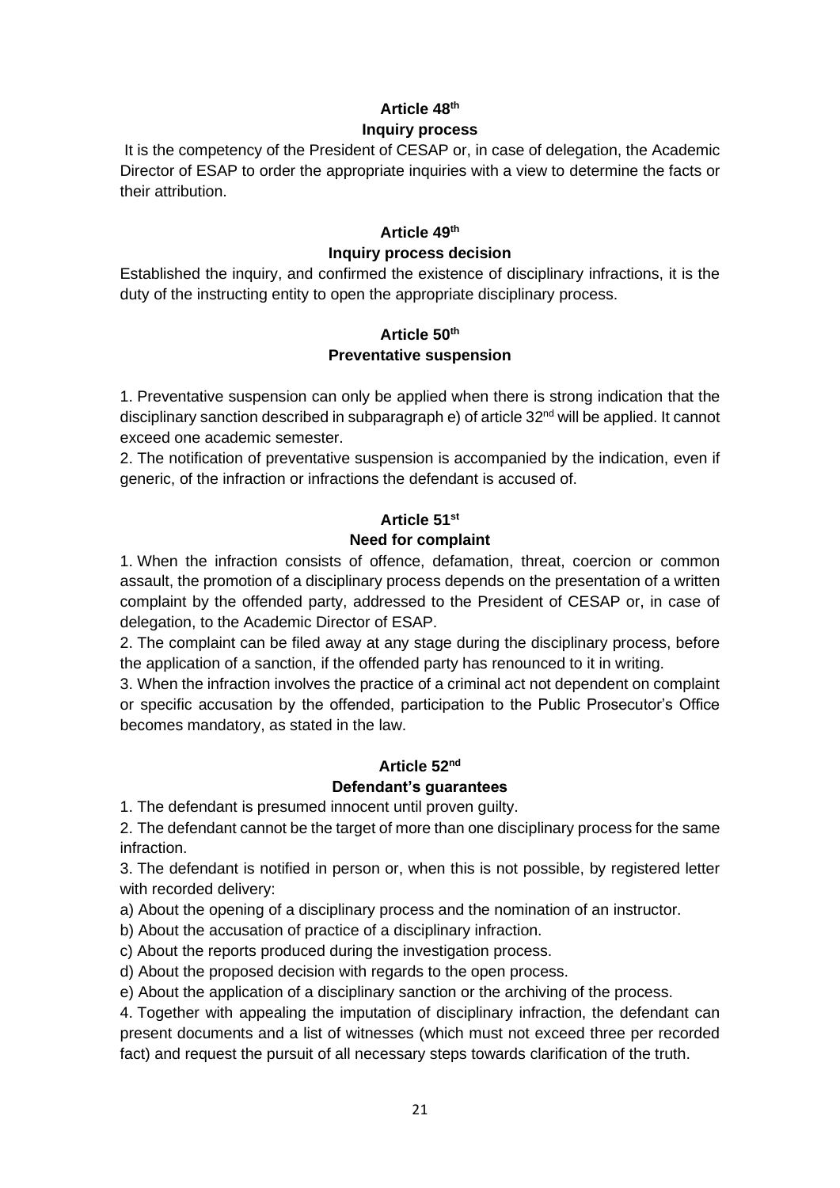### Article 48th

### Inquiry process

It is the competency of the President of CESAP or, in case of delegation, the Academic Director of ESAP to order the appropriate inquiries with a view to determine the facts or their attribution.

### Article 49th

### Inquiry process decision

Established the inquiry, and confirmed the existence of disciplinary infractions, it is the duty of the instructing entity to open the appropriate disciplinary process.

### Article 50th

### Preventative suspension

1. Preventative suspension can only be applied when there is strong indication that the disciplinary sanction described in subparagraph e) of article 32nd will be applied. It cannot exceed one academic semester.

2. The notification of preventative suspension is accompanied by the indication, even if generic, of the infraction or infractions the defendant is accused of.

### Article 51st

### Need for complaint

1. When the infraction consists of offence, defamation, threat, coercion or common assault, the promotion of a disciplinary process depends on the presentation of a written complaint by the offended party, addressed to the President of CESAP or, in case of delegation, to the Academic Director of ESAP.

2. The complaint can be filed away at any stage during the disciplinary process, before the application of a sanction, if the offended party has renounced to it in writing.

3. When the infraction involves the practice of a criminal act not dependent on complaint or specific accusation by the offended, participation to the Public Prosecutor's Office becomes mandatory, as stated in the law.

### Article 52nd

### Defendant's guarantees

1. The defendant is presumed innocent until proven guilty.

2. The defendant cannot be the target of more than one disciplinary process for the same infraction.

3. The defendant is notified in person or, when this is not possible, by registered letter with recorded delivery:

a) About the opening of a disciplinary process and the nomination of an instructor.

b) About the accusation of practice of a disciplinary infraction.

c) About the reports produced during the investigation process.

d) About the proposed decision with regards to the open process.

e) About the application of a disciplinary sanction or the archiving of the process.

4. Together with appealing the imputation of disciplinary infraction, the defendant can present documents and a list of witnesses (which must not exceed three per recorded fact) and request the pursuit of all necessary steps towards clarification of the truth.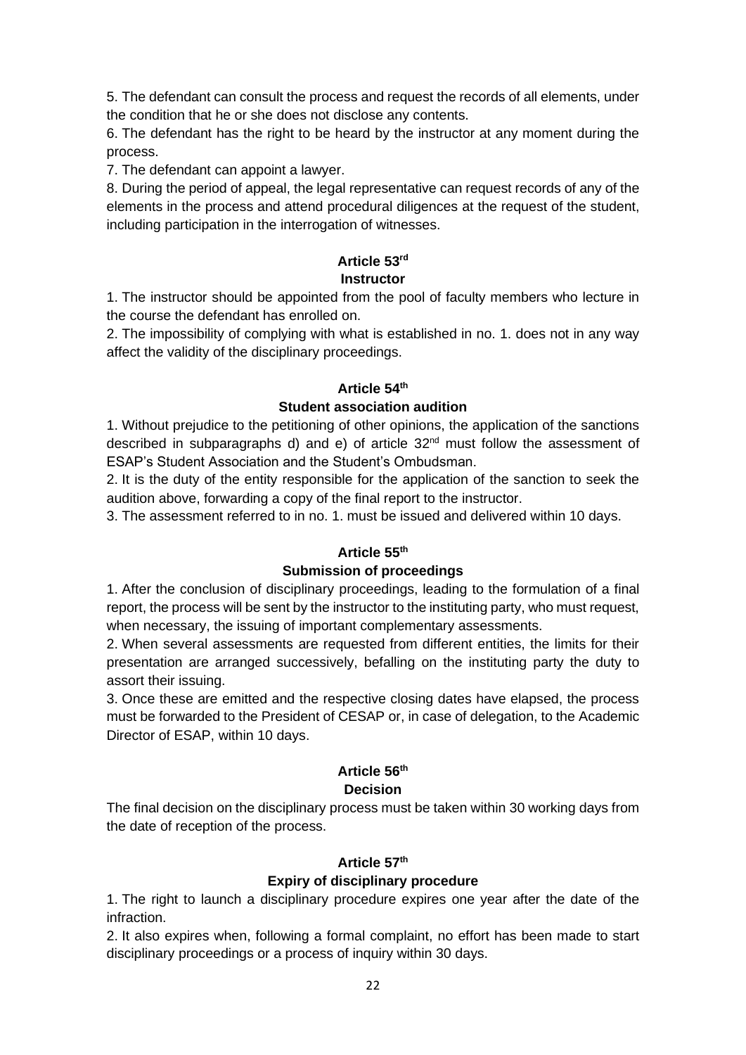5. The defendant can consult the process and request the records of all elements, under the condition that he or she does not disclose any contents.

6. The defendant has the right to be heard by the instructor at any moment during the process.

7. The defendant can appoint a lawyer.

8. During the period of appeal, the legal representative can request records of any of the elements in the process and attend procedural diligences at the request of the student, including participation in the interrogation of witnesses.

### Article 53rd
### Instructor

1. The instructor should be appointed from the pool of faculty members who lecture in the course the defendant has enrolled on.

2. The impossibility of complying with what is established in no. 1. does not in any way affect the validity of the disciplinary proceedings.

### Article 54th
### Student association audition

1. Without prejudice to the petitioning of other opinions, the application of the sanctions described in subparagraphs d) and e) of article 32nd must follow the assessment of ESAP's Student Association and the Student's Ombudsman.

2. It is the duty of the entity responsible for the application of the sanction to seek the audition above, forwarding a copy of the final report to the instructor.

3. The assessment referred to in no. 1. must be issued and delivered within 10 days.

### Article 55th
### Submission of proceedings

1. After the conclusion of disciplinary proceedings, leading to the formulation of a final report, the process will be sent by the instructor to the instituting party, who must request, when necessary, the issuing of important complementary assessments.

2. When several assessments are requested from different entities, the limits for their presentation are arranged successively, befalling on the instituting party the duty to assort their issuing.

3. Once these are emitted and the respective closing dates have elapsed, the process must be forwarded to the President of CESAP or, in case of delegation, to the Academic Director of ESAP, within 10 days.

### Article 56th
### Decision

The final decision on the disciplinary process must be taken within 30 working days from the date of reception of the process.

### Article 57th
### Expiry of disciplinary procedure

1. The right to launch a disciplinary procedure expires one year after the date of the infraction.

2. It also expires when, following a formal complaint, no effort has been made to start disciplinary proceedings or a process of inquiry within 30 days.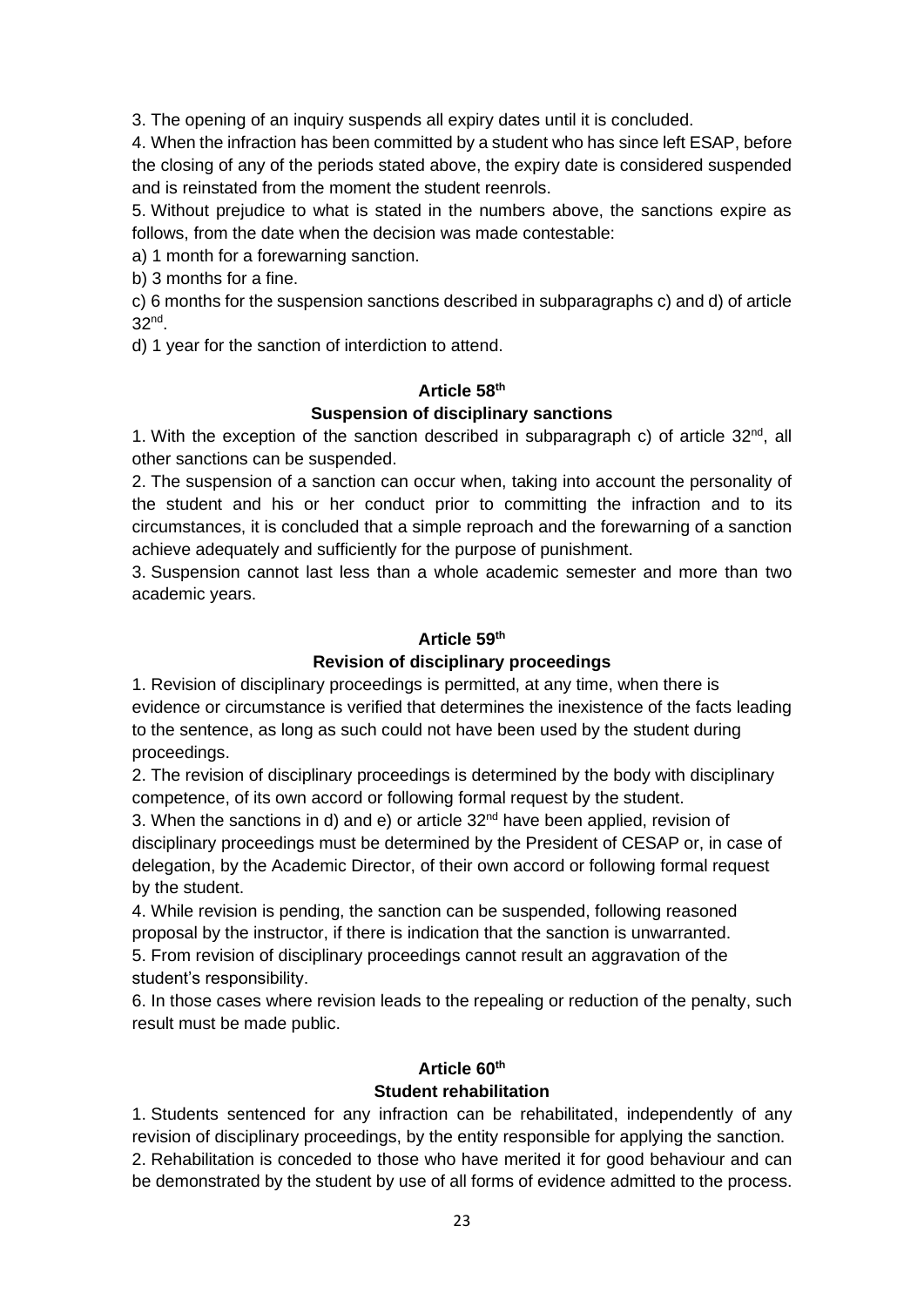3. The opening of an inquiry suspends all expiry dates until it is concluded.

4. When the infraction has been committed by a student who has since left ESAP, before the closing of any of the periods stated above, the expiry date is considered suspended and is reinstated from the moment the student reenrols.

5. Without prejudice to what is stated in the numbers above, the sanctions expire as follows, from the date when the decision was made contestable:

a) 1 month for a forewarning sanction.

b) 3 months for a fine.

c) 6 months for the suspension sanctions described in subparagraphs c) and d) of article 32nd.

d) 1 year for the sanction of interdiction to attend.

### Article 58th

### Suspension of disciplinary sanctions

1. With the exception of the sanction described in subparagraph c) of article 32nd, all other sanctions can be suspended.

2. The suspension of a sanction can occur when, taking into account the personality of the student and his or her conduct prior to committing the infraction and to its circumstances, it is concluded that a simple reproach and the forewarning of a sanction achieve adequately and sufficiently for the purpose of punishment.

3. Suspension cannot last less than a whole academic semester and more than two academic years.

### Article 59th

### Revision of disciplinary proceedings

1. Revision of disciplinary proceedings is permitted, at any time, when there is evidence or circumstance is verified that determines the inexistence of the facts leading to the sentence, as long as such could not have been used by the student during proceedings.

2. The revision of disciplinary proceedings is determined by the body with disciplinary competence, of its own accord or following formal request by the student.

3. When the sanctions in d) and e) or article 32nd have been applied, revision of disciplinary proceedings must be determined by the President of CESAP or, in case of delegation, by the Academic Director, of their own accord or following formal request by the student.

4. While revision is pending, the sanction can be suspended, following reasoned proposal by the instructor, if there is indication that the sanction is unwarranted.

5. From revision of disciplinary proceedings cannot result an aggravation of the student's responsibility.

6. In those cases where revision leads to the repealing or reduction of the penalty, such result must be made public.

### Article 60th

### Student rehabilitation

1. Students sentenced for any infraction can be rehabilitated, independently of any revision of disciplinary proceedings, by the entity responsible for applying the sanction.

2. Rehabilitation is conceded to those who have merited it for good behaviour and can be demonstrated by the student by use of all forms of evidence admitted to the process.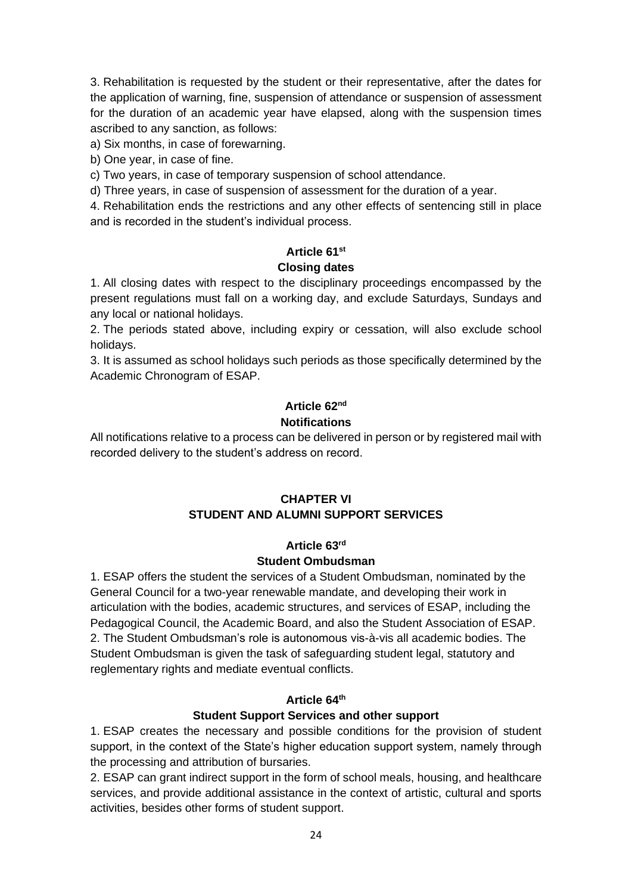3. Rehabilitation is requested by the student or their representative, after the dates for the application of warning, fine, suspension of attendance or suspension of assessment for the duration of an academic year have elapsed, along with the suspension times ascribed to any sanction, as follows:

a) Six months, in case of forewarning.

b) One year, in case of fine.

c) Two years, in case of temporary suspension of school attendance.

d) Three years, in case of suspension of assessment for the duration of a year.

4. Rehabilitation ends the restrictions and any other effects of sentencing still in place and is recorded in the student's individual process.

### Article 61st
### Closing dates

1. All closing dates with respect to the disciplinary proceedings encompassed by the present regulations must fall on a working day, and exclude Saturdays, Sundays and any local or national holidays.

2. The periods stated above, including expiry or cessation, will also exclude school holidays.

3. It is assumed as school holidays such periods as those specifically determined by the Academic Chronogram of ESAP.

### Article 62nd
### Notifications

All notifications relative to a process can be delivered in person or by registered mail with recorded delivery to the student's address on record.

## CHAPTER VI
## STUDENT AND ALUMNI SUPPORT SERVICES

### Article 63rd
### Student Ombudsman

1. ESAP offers the student the services of a Student Ombudsman, nominated by the General Council for a two-year renewable mandate, and developing their work in articulation with the bodies, academic structures, and services of ESAP, including the Pedagogical Council, the Academic Board, and also the Student Association of ESAP.

2. The Student Ombudsman's role is autonomous vis-à-vis all academic bodies. The Student Ombudsman is given the task of safeguarding student legal, statutory and reglementary rights and mediate eventual conflicts.

### Article 64th
### Student Support Services and other support

1. ESAP creates the necessary and possible conditions for the provision of student support, in the context of the State's higher education support system, namely through the processing and attribution of bursaries.

2. ESAP can grant indirect support in the form of school meals, housing, and healthcare services, and provide additional assistance in the context of artistic, cultural and sports activities, besides other forms of student support.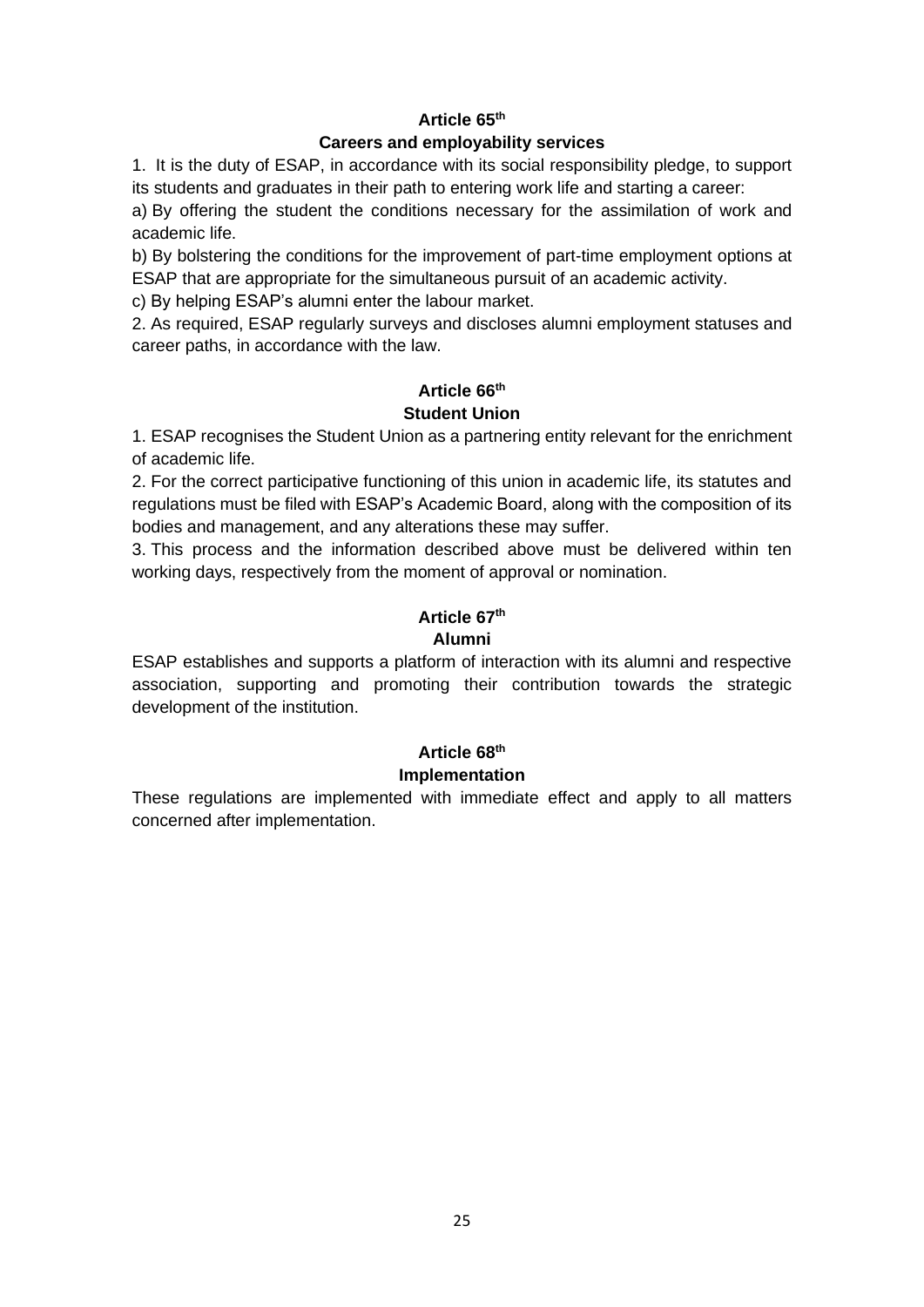## Article 65[th]

## Careers and employability services

1. It is the duty of ESAP, in accordance with its social responsibility pledge, to support its students and graduates in their path to entering work life and starting a career:

a) By offering the student the conditions necessary for the assimilation of work and academic life.

b) By bolstering the conditions for the improvement of part-time employment options at ESAP that are appropriate for the simultaneous pursuit of an academic activity.

c) By helping ESAP's alumni enter the labour market.

2. As required, ESAP regularly surveys and discloses alumni employment statuses and career paths, in accordance with the law.

## Article 66[th]

## Student Union

1. ESAP recognises the Student Union as a partnering entity relevant for the enrichment of academic life.

2. For the correct participative functioning of this union in academic life, its statutes and regulations must be filed with ESAP's Academic Board, along with the composition of its bodies and management, and any alterations these may suffer.

3. This process and the information described above must be delivered within ten working days, respectively from the moment of approval or nomination.

## Article 67[th]

## Alumni

ESAP establishes and supports a platform of interaction with its alumni and respective association, supporting and promoting their contribution towards the strategic development of the institution.

## Article 68[th]

## Implementation

These regulations are implemented with immediate effect and apply to all matters concerned after implementation.